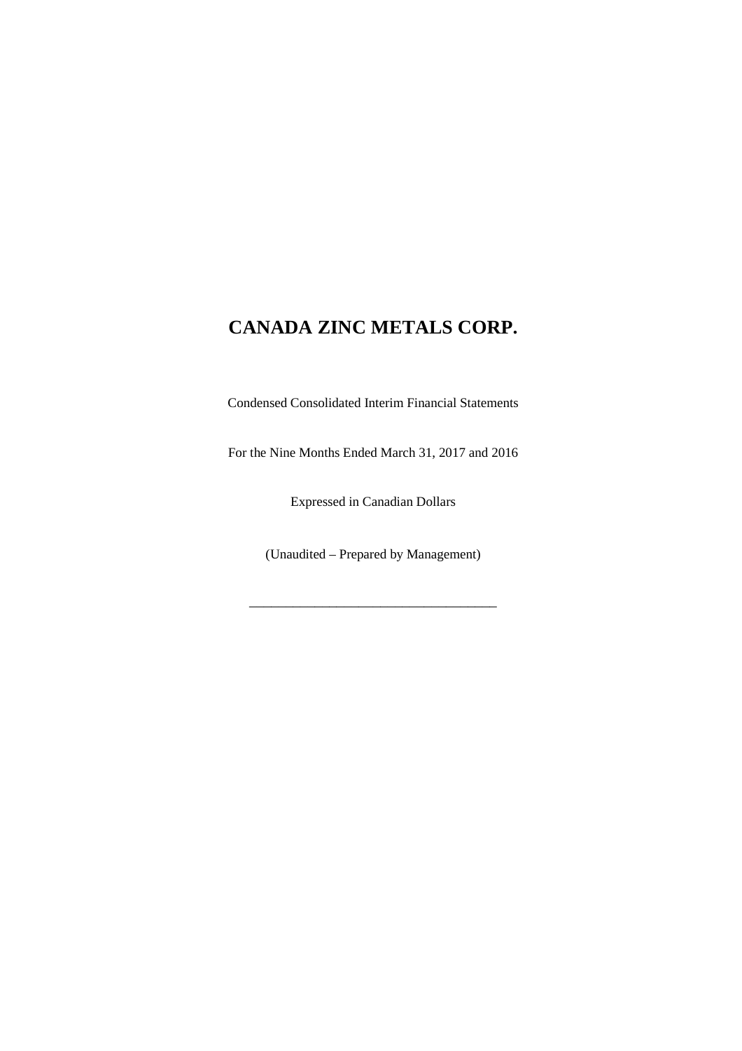# CANADA ZINC METALS CORP.

Condensed Consolidated Interim Financial Statements

For the Nine Months Ended March 31, 2017 and 2016

Expressed in Canadian Dollars

(Unaudited – Prepared by Management)

___________________________________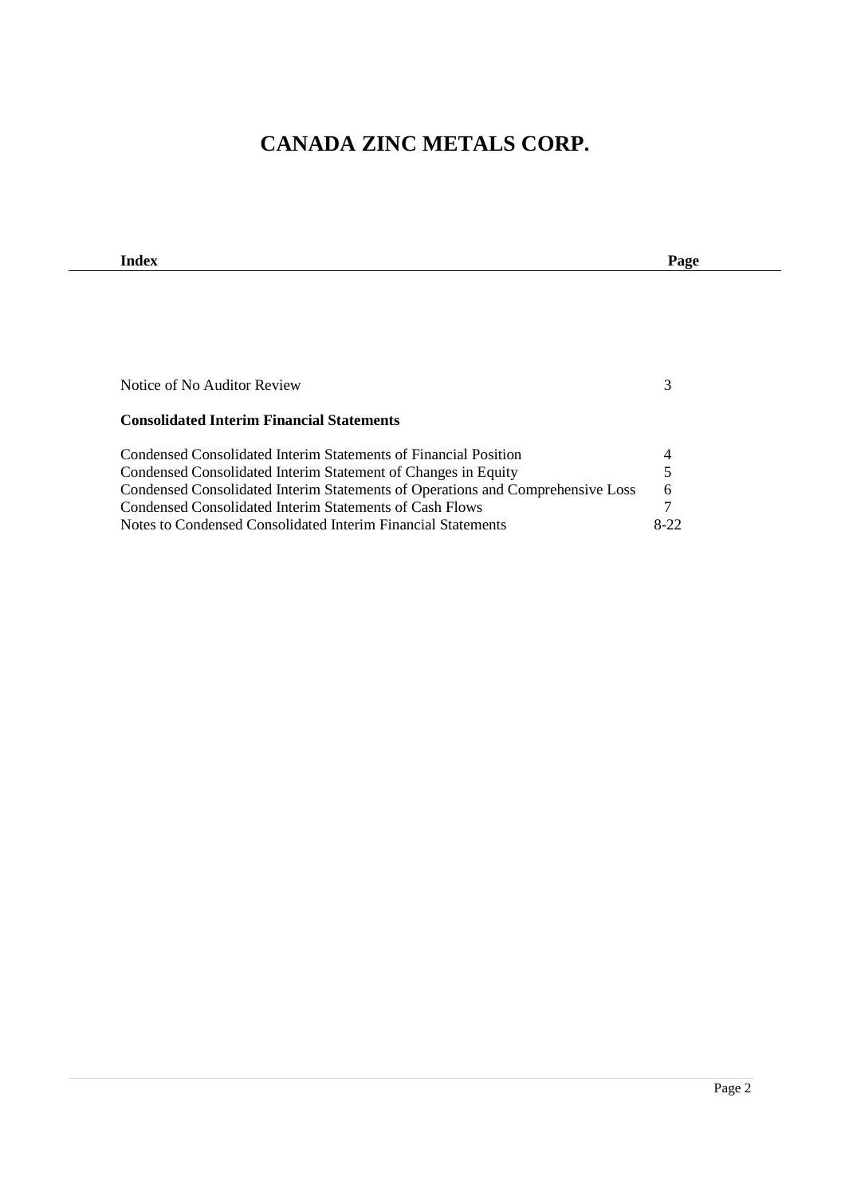# CANADA ZINC METALS CORP.

| Index | Page |
|---|---|
| Notice of No Auditor Review | 3 |
| **Consolidated Interim Financial Statements** | |
| Condensed Consolidated Interim Statements of Financial Position | 4 |
| Condensed Consolidated Interim Statement of Changes in Equity | 5 |
| Condensed Consolidated Interim Statements of Operations and Comprehensive Loss | 6 |
| Condensed Consolidated Interim Statements of Cash Flows | 7 |
| Notes to Condensed Consolidated Interim Financial Statements | 8-22 |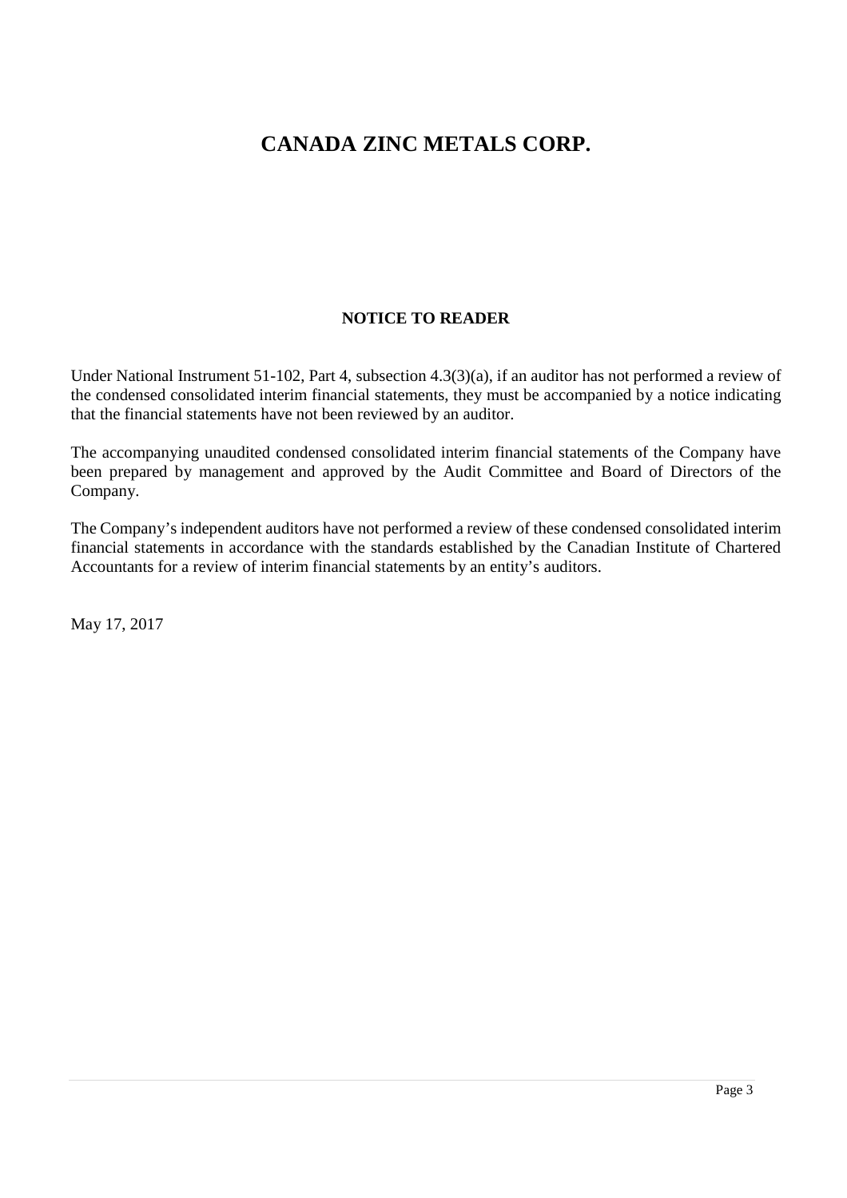# CANADA ZINC METALS CORP.

## NOTICE TO READER

Under National Instrument 51-102, Part 4, subsection 4.3(3)(a), if an auditor has not performed a review of the condensed consolidated interim financial statements, they must be accompanied by a notice indicating that the financial statements have not been reviewed by an auditor.

The accompanying unaudited condensed consolidated interim financial statements of the Company have been prepared by management and approved by the Audit Committee and Board of Directors of the Company.

The Company's independent auditors have not performed a review of these condensed consolidated interim financial statements in accordance with the standards established by the Canadian Institute of Chartered Accountants for a review of interim financial statements by an entity's auditors.

May 17, 2017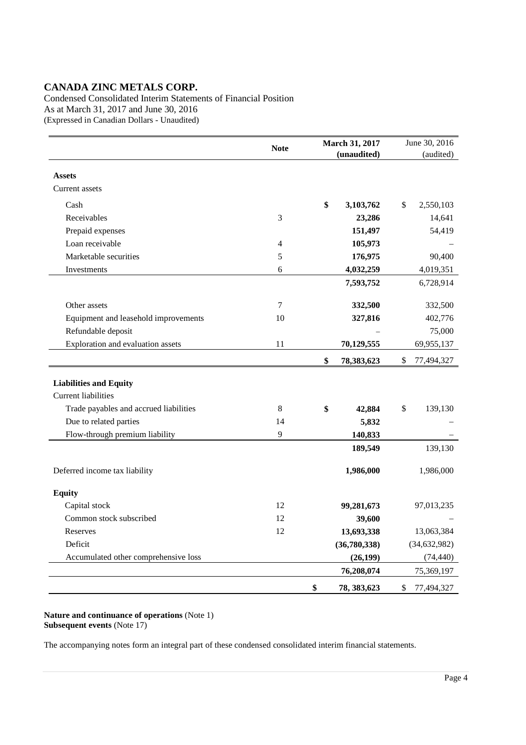# CANADA ZINC METALS CORP.

Condensed Consolidated Interim Statements of Financial Position
As at March 31, 2017 and June 30, 2016
(Expressed in Canadian Dollars - Unaudited)

| | Note | March 31, 2017 (unaudited) | June 30, 2016 (audited) |
|---|---|---|---|
| **Assets** | | | |
| Current assets | | | |
| Cash | | **$ 3,103,762** | $ 2,550,103 |
| Receivables | 3 | **23,286** | 14,641 |
| Prepaid expenses | | **151,497** | 54,419 |
| Loan receivable | 4 | **105,973** | – |
| Marketable securities | 5 | **176,975** | 90,400 |
| Investments | 6 | **4,032,259** | 4,019,351 |
| | | **7,593,752** | 6,728,914 |
| Other assets | 7 | **332,500** | 332,500 |
| Equipment and leasehold improvements | 10 | **327,816** | 402,776 |
| Refundable deposit | | – | 75,000 |
| Exploration and evaluation assets | 11 | **70,129,555** | 69,955,137 |
| | | **$ 78,383,623** | $ 77,494,327 |
| **Liabilities and Equity** | | | |
| Current liabilities | | | |
| Trade payables and accrued liabilities | 8 | **$ 42,884** | $ 139,130 |
| Due to related parties | 14 | **5,832** | – |
| Flow-through premium liability | 9 | **140,833** | – |
| | | **189,549** | 139,130 |
| Deferred income tax liability | | **1,986,000** | 1,986,000 |
| **Equity** | | | |
| Capital stock | 12 | **99,281,673** | 97,013,235 |
| Common stock subscribed | 12 | **39,600** | – |
| Reserves | 12 | **13,693,338** | 13,063,384 |
| Deficit | | **(36,780,338)** | (34,632,982) |
| Accumulated other comprehensive loss | | **(26,199)** | (74,440) |
| | | **76,208,074** | 75,369,197 |
| | | **$ 78, 383,623** | $ 77,494,327 |

**Nature and continuance of operations** (Note 1)
**Subsequent events** (Note 17)

The accompanying notes form an integral part of these condensed consolidated interim financial statements.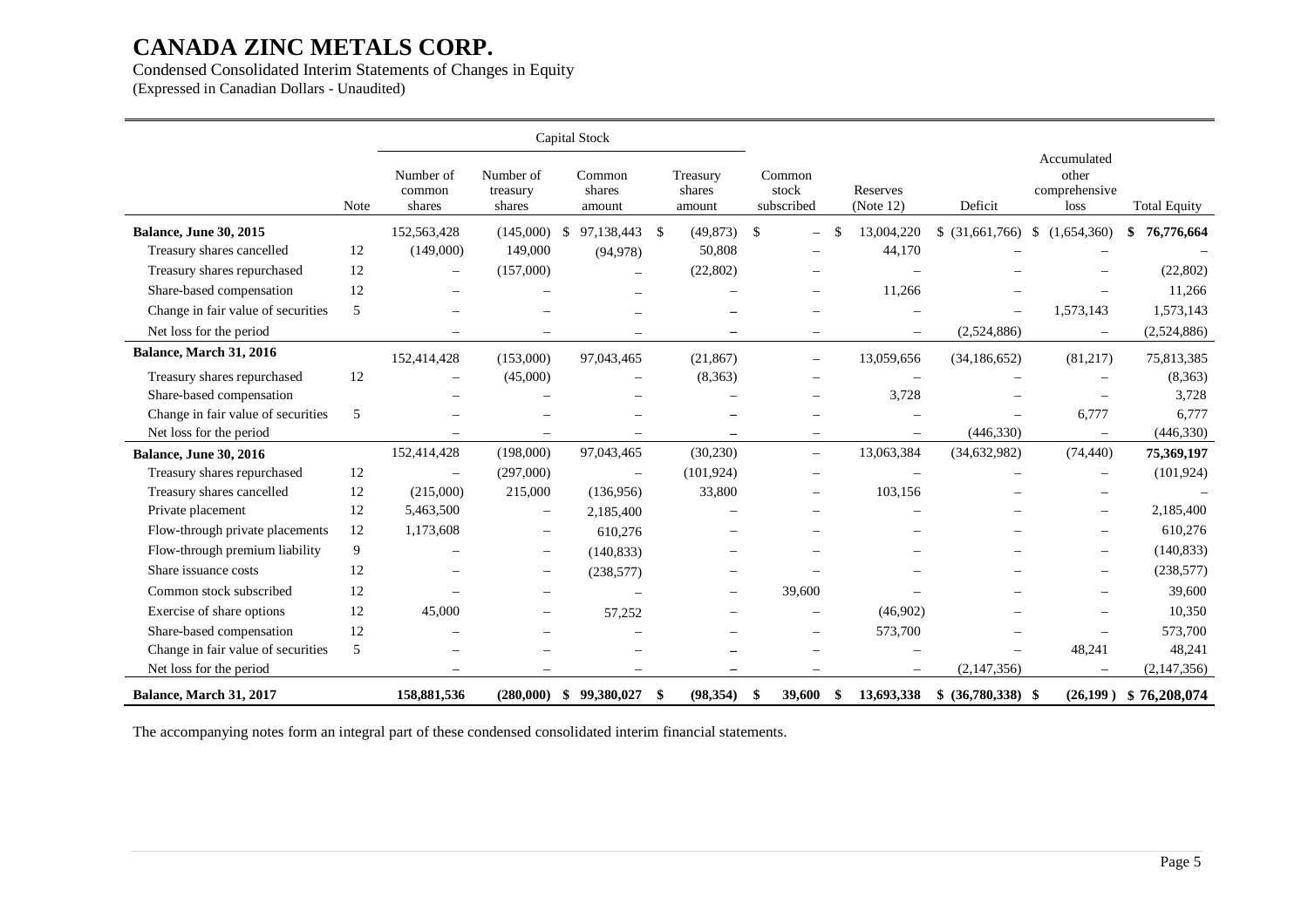# CANADA ZINC METALS CORP.

Condensed Consolidated Interim Statements of Changes in Equity
(Expressed in Canadian Dollars - Unaudited)

| | | Capital Stock | | | | | | | | |
|---|---|---|---|---|---|---|---|---|---|---|
| | Note | Number of common shares | Number of treasury shares | Common shares amount | Treasury shares amount | Common stock subscribed | Reserves (Note 12) | Deficit | Accumulated other comprehensive loss | Total Equity |
| **Balance, June 30, 2015** | | 152,563,428 | (145,000) | $ 97,138,443 | $ (49,873) | $ – | $ 13,004,220 | $ (31,661,766) | $ (1,654,360) | **$ 76,776,664** |
| Treasury shares cancelled | 12 | (149,000) | 149,000 | (94,978) | 50,808 | – | 44,170 | – | – | – |
| Treasury shares repurchased | 12 | – | (157,000) | – | (22,802) | – | – | – | – | (22,802) |
| Share-based compensation | 12 | – | – | – | – | – | 11,266 | – | – | 11,266 |
| Change in fair value of securities | 5 | – | – | – | – | – | – | – | 1,573,143 | 1,573,143 |
| Net loss for the period | | – | – | – | – | – | – | (2,524,886) | – | (2,524,886) |
| **Balance, March 31, 2016** | | 152,414,428 | (153,000) | 97,043,465 | (21,867) | – | 13,059,656 | (34,186,652) | (81,217) | 75,813,385 |
| Treasury shares repurchased | 12 | – | (45,000) | – | (8,363) | – | – | – | – | (8,363) |
| Share-based compensation | | – | – | – | – | – | 3,728 | – | – | 3,728 |
| Change in fair value of securities | 5 | – | – | – | – | – | – | – | 6,777 | 6,777 |
| Net loss for the period | | – | – | – | – | – | – | (446,330) | – | (446,330) |
| **Balance, June 30, 2016** | | 152,414,428 | (198,000) | 97,043,465 | (30,230) | – | 13,063,384 | (34,632,982) | (74,440) | **75,369,197** |
| Treasury shares repurchased | 12 | – | (297,000) | – | (101,924) | – | – | – | – | (101,924) |
| Treasury shares cancelled | 12 | (215,000) | 215,000 | (136,956) | 33,800 | – | 103,156 | – | – | – |
| Private placement | 12 | 5,463,500 | – | 2,185,400 | – | – | – | – | – | 2,185,400 |
| Flow-through private placements | 12 | 1,173,608 | – | 610,276 | – | – | – | – | – | 610,276 |
| Flow-through premium liability | 9 | – | – | (140,833) | – | – | – | – | – | (140,833) |
| Share issuance costs | 12 | – | – | (238,577) | – | – | – | – | – | (238,577) |
| Common stock subscribed | 12 | – | – | – | – | 39,600 | – | – | – | 39,600 |
| Exercise of share options | 12 | 45,000 | – | 57,252 | – | – | (46,902) | – | – | 10,350 |
| Share-based compensation | 12 | – | – | – | – | – | 573,700 | – | – | 573,700 |
| Change in fair value of securities | 5 | – | – | – | – | – | – | – | 48,241 | 48,241 |
| Net loss for the period | | – | – | – | – | – | – | (2,147,356) | – | (2,147,356) |
| **Balance, March 31, 2017** | | **158,881,536** | **(280,000)** | **$ 99,380,027** | **$ (98,354)** | **$ 39,600** | **$ 13,693,338** | **$ (36,780,338)** | **$ (26,199)** | **$ 76,208,074** |

The accompanying notes form an integral part of these condensed consolidated interim financial statements.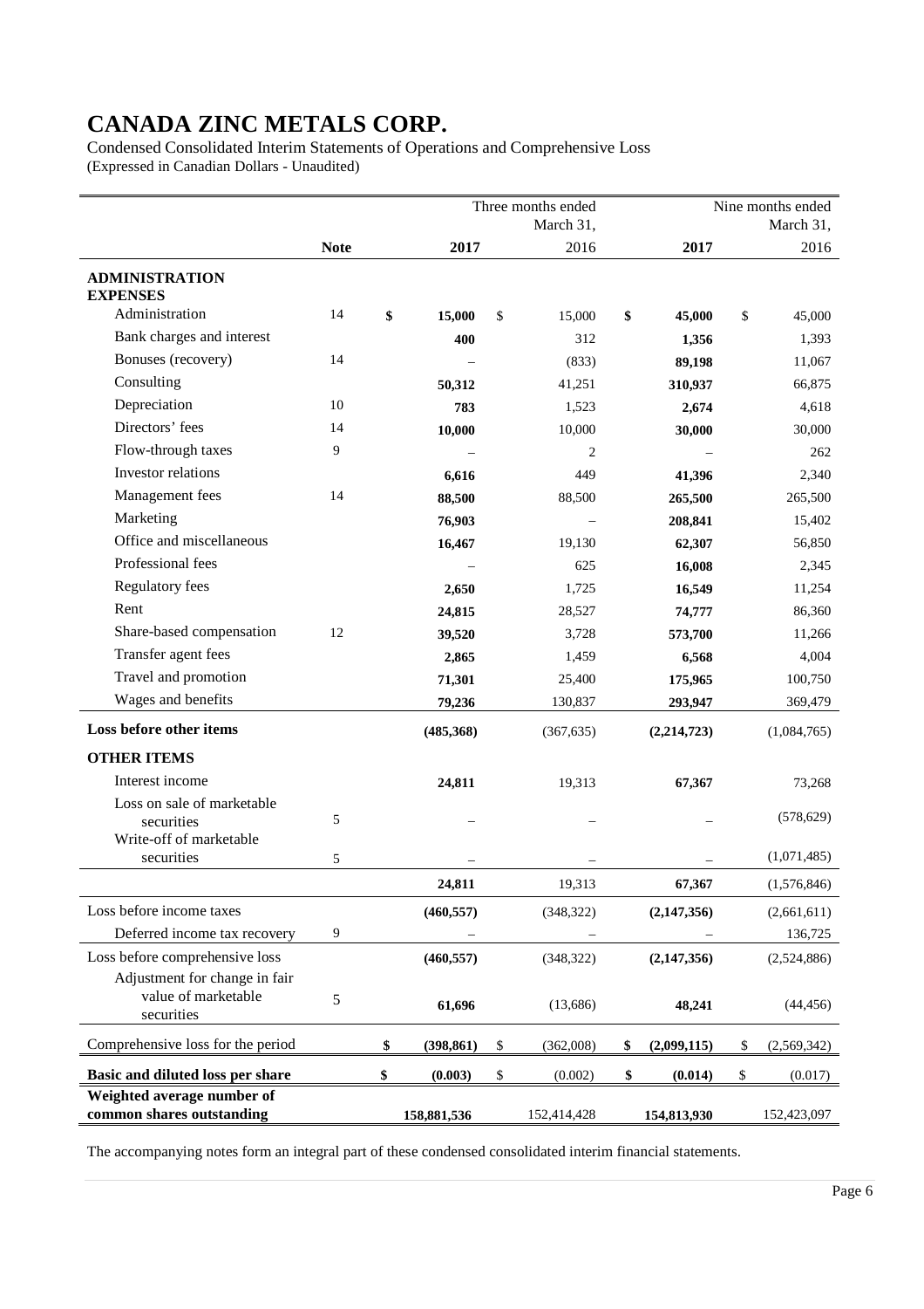# CANADA ZINC METALS CORP.

Condensed Consolidated Interim Statements of Operations and Comprehensive Loss
(Expressed in Canadian Dollars - Unaudited)

| | Note | Three months ended March 31, 2017 | Three months ended March 31, 2016 | Nine months ended March 31, 2017 | Nine months ended March 31, 2016 |
|---|---|---|---|---|---|
| **ADMINISTRATION EXPENSES** | | | | | |
| Administration | 14 | **$ 15,000** | $ 15,000 | **$ 45,000** | $ 45,000 |
| Bank charges and interest | | **400** | 312 | **1,356** | 1,393 |
| Bonuses (recovery) | 14 | – | (833) | **89,198** | 11,067 |
| Consulting | | **50,312** | 41,251 | **310,937** | 66,875 |
| Depreciation | 10 | **783** | 1,523 | **2,674** | 4,618 |
| Directors' fees | 14 | **10,000** | 10,000 | **30,000** | 30,000 |
| Flow-through taxes | 9 | – | 2 | – | 262 |
| Investor relations | | **6,616** | 449 | **41,396** | 2,340 |
| Management fees | 14 | **88,500** | 88,500 | **265,500** | 265,500 |
| Marketing | | **76,903** | – | **208,841** | 15,402 |
| Office and miscellaneous | | **16,467** | 19,130 | **62,307** | 56,850 |
| Professional fees | | – | 625 | **16,008** | 2,345 |
| Regulatory fees | | **2,650** | 1,725 | **16,549** | 11,254 |
| Rent | | **24,815** | 28,527 | **74,777** | 86,360 |
| Share-based compensation | 12 | **39,520** | 3,728 | **573,700** | 11,266 |
| Transfer agent fees | | **2,865** | 1,459 | **6,568** | 4,004 |
| Travel and promotion | | **71,301** | 25,400 | **175,965** | 100,750 |
| Wages and benefits | | **79,236** | 130,837 | **293,947** | 369,479 |
| **Loss before other items** | | **(485,368)** | (367,635) | **(2,214,723)** | (1,084,765) |
| **OTHER ITEMS** | | | | | |
| Interest income | | **24,811** | 19,313 | **67,367** | 73,268 |
| Loss on sale of marketable securities | 5 | – | – | – | (578,629) |
| Write-off of marketable securities | 5 | – | – | – | (1,071,485) |
| | | **24,811** | 19,313 | **67,367** | (1,576,846) |
| Loss before income taxes | | **(460,557)** | (348,322) | **(2,147,356)** | (2,661,611) |
| Deferred income tax recovery | 9 | – | – | – | 136,725 |
| Loss before comprehensive loss | | **(460,557)** | (348,322) | **(2,147,356)** | (2,524,886) |
| Adjustment for change in fair value of marketable securities | 5 | **61,696** | (13,686) | **48,241** | (44,456) |
| Comprehensive loss for the period | | **$ (398,861)** | $ (362,008) | **$ (2,099,115)** | $ (2,569,342) |
| **Basic and diluted loss per share** | | **$ (0.003)** | $ (0.002) | **$ (0.014)** | $ (0.017) |
| **Weighted average number of common shares outstanding** | | **158,881,536** | 152,414,428 | **154,813,930** | 152,423,097 |

The accompanying notes form an integral part of these condensed consolidated interim financial statements.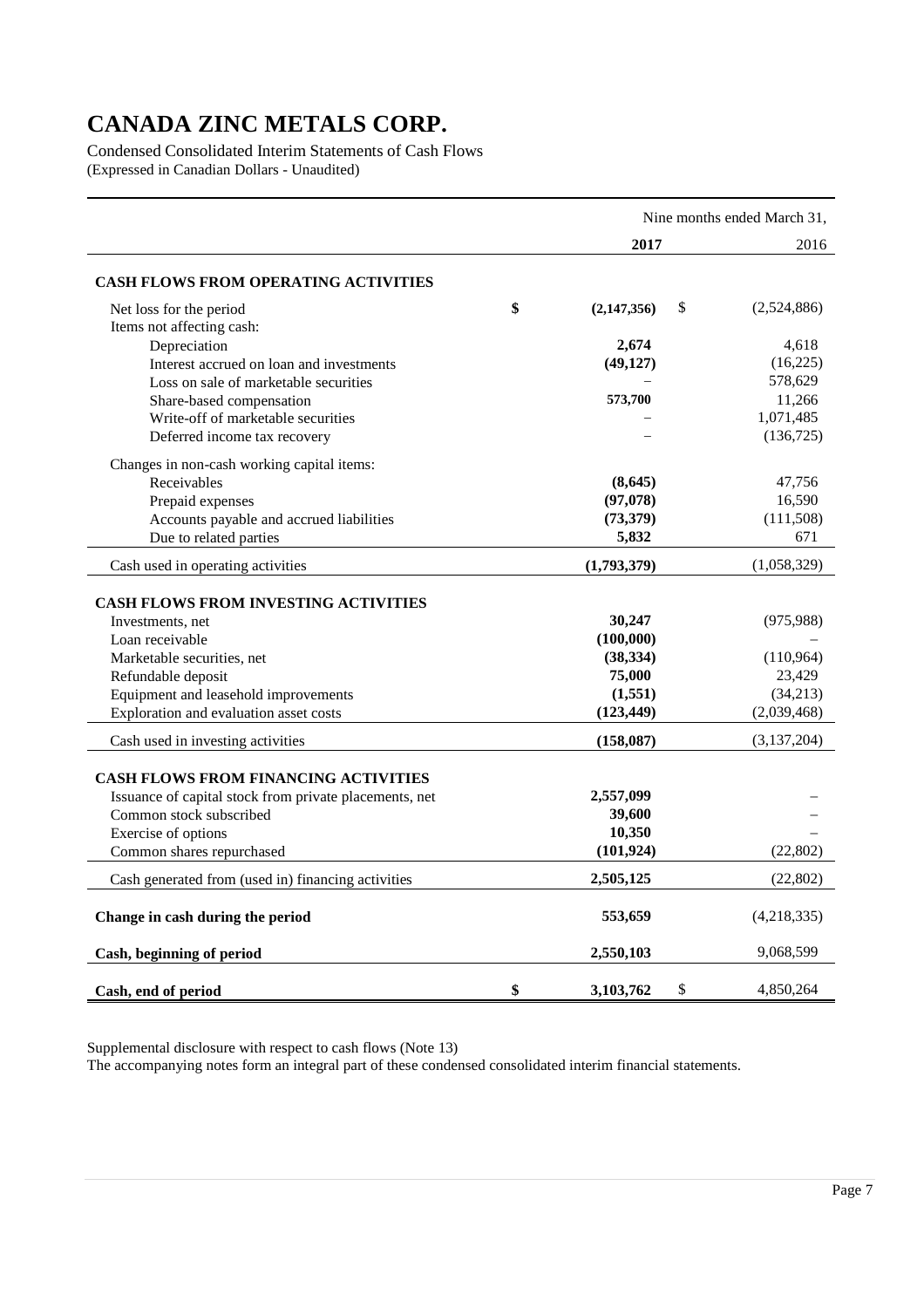# CANADA ZINC METALS CORP.

Condensed Consolidated Interim Statements of Cash Flows
(Expressed in Canadian Dollars - Unaudited)

| | Nine months ended March 31, | |
|---|---|---|
| | **2017** | 2016 |
| **CASH FLOWS FROM OPERATING ACTIVITIES** | | |
| Net loss for the period | **$ (2,147,356)** | $ (2,524,886) |
| Items not affecting cash: | | |
| Depreciation | **2,674** | 4,618 |
| Interest accrued on loan and investments | **(49,127)** | (16,225) |
| Loss on sale of marketable securities | **–** | 578,629 |
| Share-based compensation | **573,700** | 11,266 |
| Write-off of marketable securities | **–** | 1,071,485 |
| Deferred income tax recovery | **–** | (136,725) |
| Changes in non-cash working capital items: | | |
| Receivables | **(8,645)** | 47,756 |
| Prepaid expenses | **(97,078)** | 16,590 |
| Accounts payable and accrued liabilities | **(73,379)** | (111,508) |
| Due to related parties | **5,832** | 671 |
| Cash used in operating activities | **(1,793,379)** | (1,058,329) |
| **CASH FLOWS FROM INVESTING ACTIVITIES** | | |
| Investments, net | **30,247** | (975,988) |
| Loan receivable | **(100,000)** | – |
| Marketable securities, net | **(38,334)** | (110,964) |
| Refundable deposit | **75,000** | 23,429 |
| Equipment and leasehold improvements | **(1,551)** | (34,213) |
| Exploration and evaluation asset costs | **(123,449)** | (2,039,468) |
| Cash used in investing activities | **(158,087)** | (3,137,204) |
| **CASH FLOWS FROM FINANCING ACTIVITIES** | | |
| Issuance of capital stock from private placements, net | **2,557,099** | – |
| Common stock subscribed | **39,600** | – |
| Exercise of options | **10,350** | – |
| Common shares repurchased | **(101,924)** | (22,802) |
| Cash generated from (used in) financing activities | **2,505,125** | (22,802) |
| **Change in cash during the period** | **553,659** | (4,218,335) |
| **Cash, beginning of period** | **2,550,103** | 9,068,599 |
| **Cash, end of period** | **$ 3,103,762** | $ 4,850,264 |

Supplemental disclosure with respect to cash flows (Note 13)
The accompanying notes form an integral part of these condensed consolidated interim financial statements.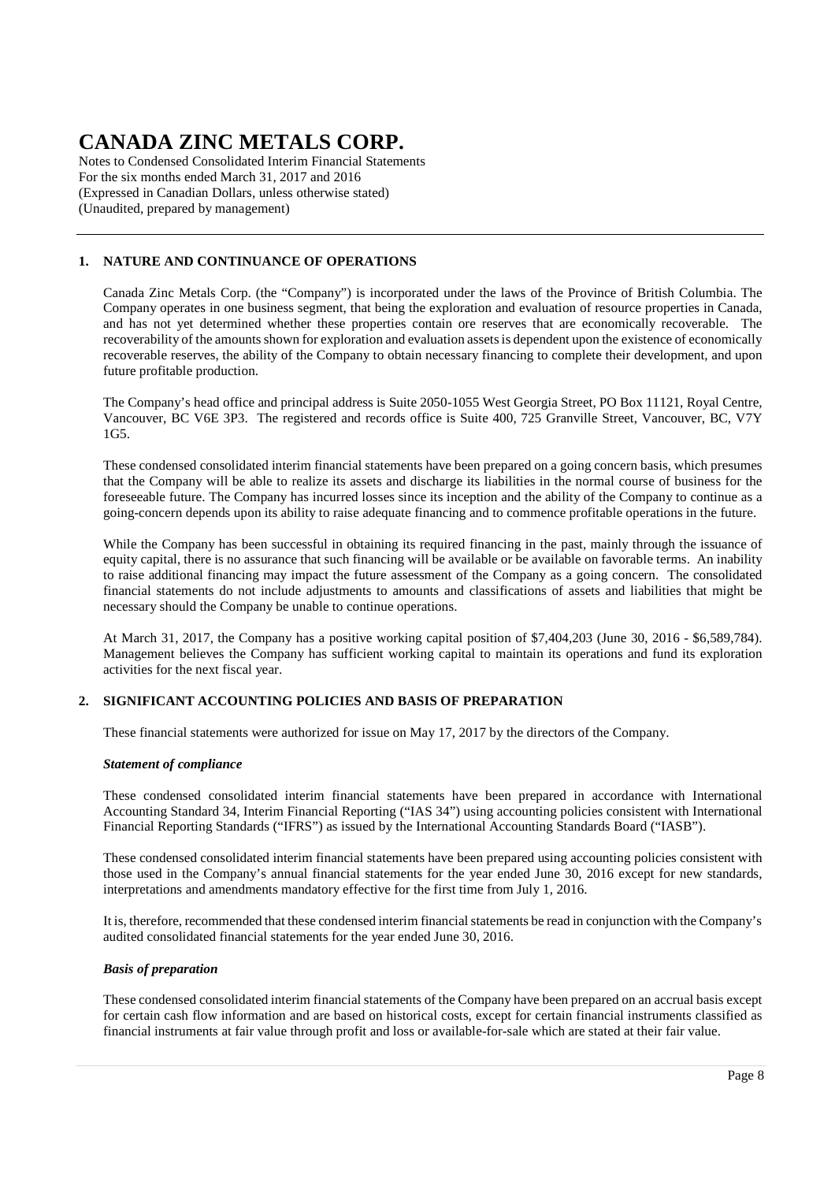# CANADA ZINC METALS CORP.

Notes to Condensed Consolidated Interim Financial Statements
For the six months ended March 31, 2017 and 2016
(Expressed in Canadian Dollars, unless otherwise stated)
(Unaudited, prepared by management)

## 1. NATURE AND CONTINUANCE OF OPERATIONS

Canada Zinc Metals Corp. (the "Company") is incorporated under the laws of the Province of British Columbia. The Company operates in one business segment, that being the exploration and evaluation of resource properties in Canada, and has not yet determined whether these properties contain ore reserves that are economically recoverable. The recoverability of the amounts shown for exploration and evaluation assets is dependent upon the existence of economically recoverable reserves, the ability of the Company to obtain necessary financing to complete their development, and upon future profitable production.

The Company's head office and principal address is Suite 2050-1055 West Georgia Street, PO Box 11121, Royal Centre, Vancouver, BC V6E 3P3. The registered and records office is Suite 400, 725 Granville Street, Vancouver, BC, V7Y 1G5.

These condensed consolidated interim financial statements have been prepared on a going concern basis, which presumes that the Company will be able to realize its assets and discharge its liabilities in the normal course of business for the foreseeable future. The Company has incurred losses since its inception and the ability of the Company to continue as a going-concern depends upon its ability to raise adequate financing and to commence profitable operations in the future.

While the Company has been successful in obtaining its required financing in the past, mainly through the issuance of equity capital, there is no assurance that such financing will be available or be available on favorable terms. An inability to raise additional financing may impact the future assessment of the Company as a going concern. The consolidated financial statements do not include adjustments to amounts and classifications of assets and liabilities that might be necessary should the Company be unable to continue operations.

At March 31, 2017, the Company has a positive working capital position of $7,404,203 (June 30, 2016 - $6,589,784). Management believes the Company has sufficient working capital to maintain its operations and fund its exploration activities for the next fiscal year.

## 2. SIGNIFICANT ACCOUNTING POLICIES AND BASIS OF PREPARATION

These financial statements were authorized for issue on May 17, 2017 by the directors of the Company.

### *Statement of compliance*

These condensed consolidated interim financial statements have been prepared in accordance with International Accounting Standard 34, Interim Financial Reporting ("IAS 34") using accounting policies consistent with International Financial Reporting Standards ("IFRS") as issued by the International Accounting Standards Board ("IASB").

These condensed consolidated interim financial statements have been prepared using accounting policies consistent with those used in the Company's annual financial statements for the year ended June 30, 2016 except for new standards, interpretations and amendments mandatory effective for the first time from July 1, 2016.

It is, therefore, recommended that these condensed interim financial statements be read in conjunction with the Company's audited consolidated financial statements for the year ended June 30, 2016.

### *Basis of preparation*

These condensed consolidated interim financial statements of the Company have been prepared on an accrual basis except for certain cash flow information and are based on historical costs, except for certain financial instruments classified as financial instruments at fair value through profit and loss or available-for-sale which are stated at their fair value.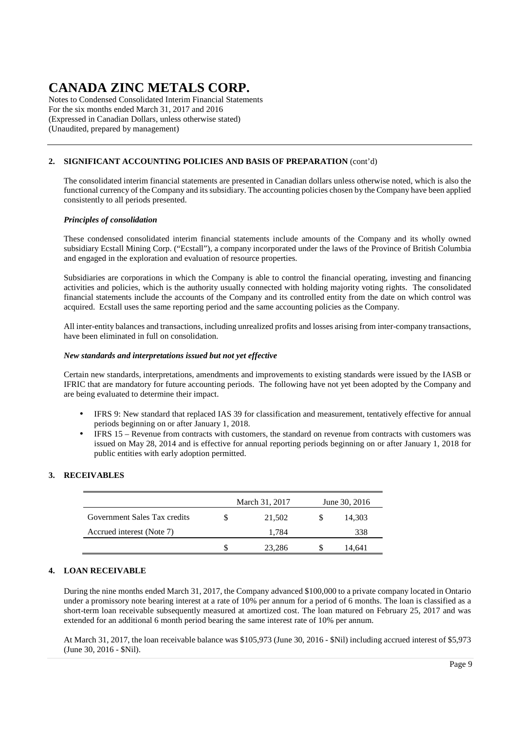# CANADA ZINC METALS CORP.

Notes to Condensed Consolidated Interim Financial Statements
For the six months ended March 31, 2017 and 2016
(Expressed in Canadian Dollars, unless otherwise stated)
(Unaudited, prepared by management)

## 2. SIGNIFICANT ACCOUNTING POLICIES AND BASIS OF PREPARATION (cont'd)

The consolidated interim financial statements are presented in Canadian dollars unless otherwise noted, which is also the functional currency of the Company and its subsidiary. The accounting policies chosen by the Company have been applied consistently to all periods presented.

***Principles of consolidation***

These condensed consolidated interim financial statements include amounts of the Company and its wholly owned subsidiary Ecstall Mining Corp. ("Ecstall"), a company incorporated under the laws of the Province of British Columbia and engaged in the exploration and evaluation of resource properties.

Subsidiaries are corporations in which the Company is able to control the financial operating, investing and financing activities and policies, which is the authority usually connected with holding majority voting rights. The consolidated financial statements include the accounts of the Company and its controlled entity from the date on which control was acquired. Ecstall uses the same reporting period and the same accounting policies as the Company.

All inter-entity balances and transactions, including unrealized profits and losses arising from inter-company transactions, have been eliminated in full on consolidation.

***New standards and interpretations issued but not yet effective***

Certain new standards, interpretations, amendments and improvements to existing standards were issued by the IASB or IFRIC that are mandatory for future accounting periods. The following have not yet been adopted by the Company and are being evaluated to determine their impact.

- IFRS 9: New standard that replaced IAS 39 for classification and measurement, tentatively effective for annual periods beginning on or after January 1, 2018.
- IFRS 15 – Revenue from contracts with customers, the standard on revenue from contracts with customers was issued on May 28, 2014 and is effective for annual reporting periods beginning on or after January 1, 2018 for public entities with early adoption permitted.

## 3. RECEIVABLES

| | March 31, 2017 | June 30, 2016 |
|---|---|---|
| Government Sales Tax credits | $ 21,502 | $ 14,303 |
| Accrued interest (Note 7) | 1,784 | 338 |
| | $ 23,286 | $ 14,641 |

## 4. LOAN RECEIVABLE

During the nine months ended March 31, 2017, the Company advanced $100,000 to a private company located in Ontario under a promissory note bearing interest at a rate of 10% per annum for a period of 6 months. The loan is classified as a short-term loan receivable subsequently measured at amortized cost. The loan matured on February 25, 2017 and was extended for an additional 6 month period bearing the same interest rate of 10% per annum.

At March 31, 2017, the loan receivable balance was $105,973 (June 30, 2016 - $Nil) including accrued interest of $5,973 (June 30, 2016 - $Nil).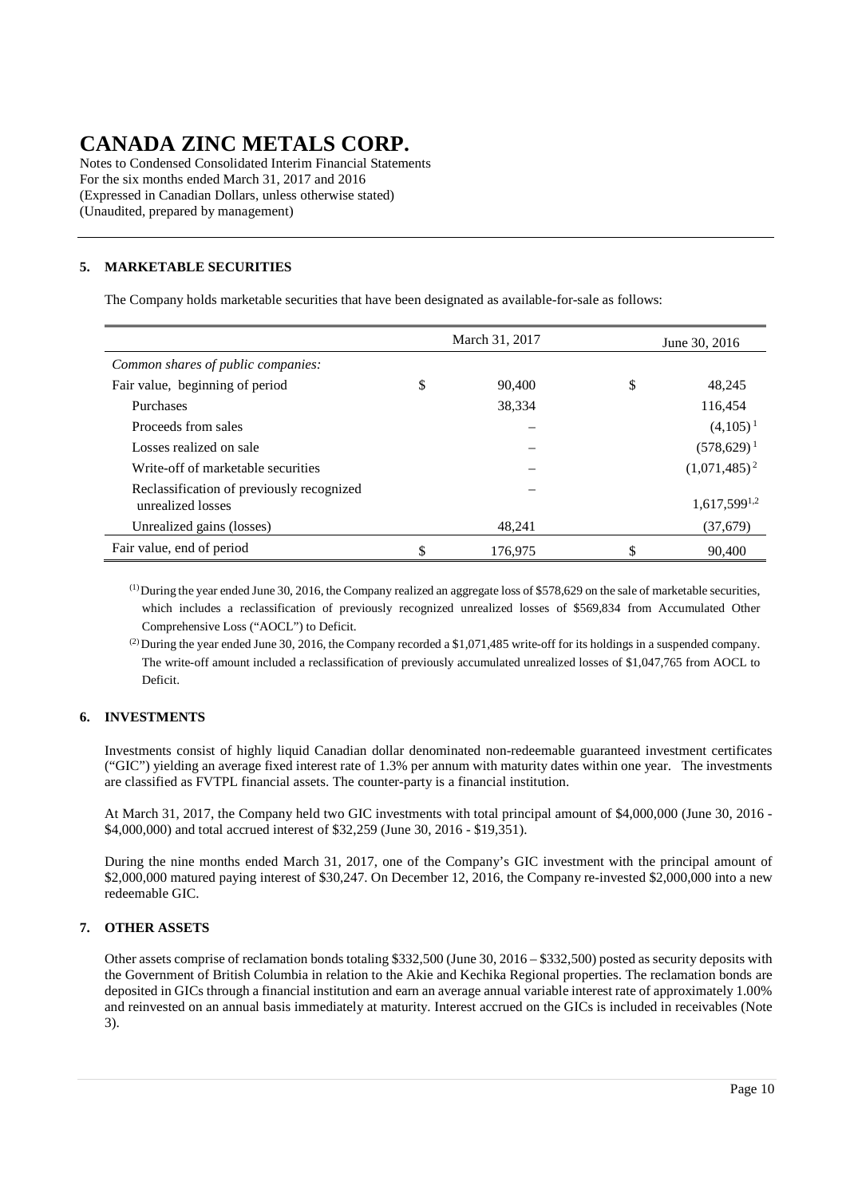# CANADA ZINC METALS CORP.

Notes to Condensed Consolidated Interim Financial Statements
For the six months ended March 31, 2017 and 2016
(Expressed in Canadian Dollars, unless otherwise stated)
(Unaudited, prepared by management)

## 5. MARKETABLE SECURITIES

The Company holds marketable securities that have been designated as available-for-sale as follows:

| | March 31, 2017 | June 30, 2016 |
|---|---|---|
| *Common shares of public companies:* | | |
| Fair value, beginning of period | $ 90,400 | $ 48,245 |
| Purchases | 38,334 | 116,454 |
| Proceeds from sales | – | (4,105) [1] |
| Losses realized on sale | – | (578,629) [1] |
| Write-off of marketable securities | – | (1,071,485) [2] |
| Reclassification of previously recognized unrealized losses | – | 1,617,599 [1,2] |
| Unrealized gains (losses) | 48,241 | (37,679) |
| Fair value, end of period | $ 176,975 | $ 90,400 |

(1) During the year ended June 30, 2016, the Company realized an aggregate loss of $578,629 on the sale of marketable securities, which includes a reclassification of previously recognized unrealized losses of $569,834 from Accumulated Other Comprehensive Loss ("AOCL") to Deficit.

(2) During the year ended June 30, 2016, the Company recorded a $1,071,485 write-off for its holdings in a suspended company. The write-off amount included a reclassification of previously accumulated unrealized losses of $1,047,765 from AOCL to Deficit.

## 6. INVESTMENTS

Investments consist of highly liquid Canadian dollar denominated non-redeemable guaranteed investment certificates ("GIC") yielding an average fixed interest rate of 1.3% per annum with maturity dates within one year. The investments are classified as FVTPL financial assets. The counter-party is a financial institution.

At March 31, 2017, the Company held two GIC investments with total principal amount of $4,000,000 (June 30, 2016 - $4,000,000) and total accrued interest of $32,259 (June 30, 2016 - $19,351).

During the nine months ended March 31, 2017, one of the Company's GIC investment with the principal amount of $2,000,000 matured paying interest of $30,247. On December 12, 2016, the Company re-invested $2,000,000 into a new redeemable GIC.

## 7. OTHER ASSETS

Other assets comprise of reclamation bonds totaling $332,500 (June 30, 2016 – $332,500) posted as security deposits with the Government of British Columbia in relation to the Akie and Kechika Regional properties. The reclamation bonds are deposited in GICs through a financial institution and earn an average annual variable interest rate of approximately 1.00% and reinvested on an annual basis immediately at maturity. Interest accrued on the GICs is included in receivables (Note 3).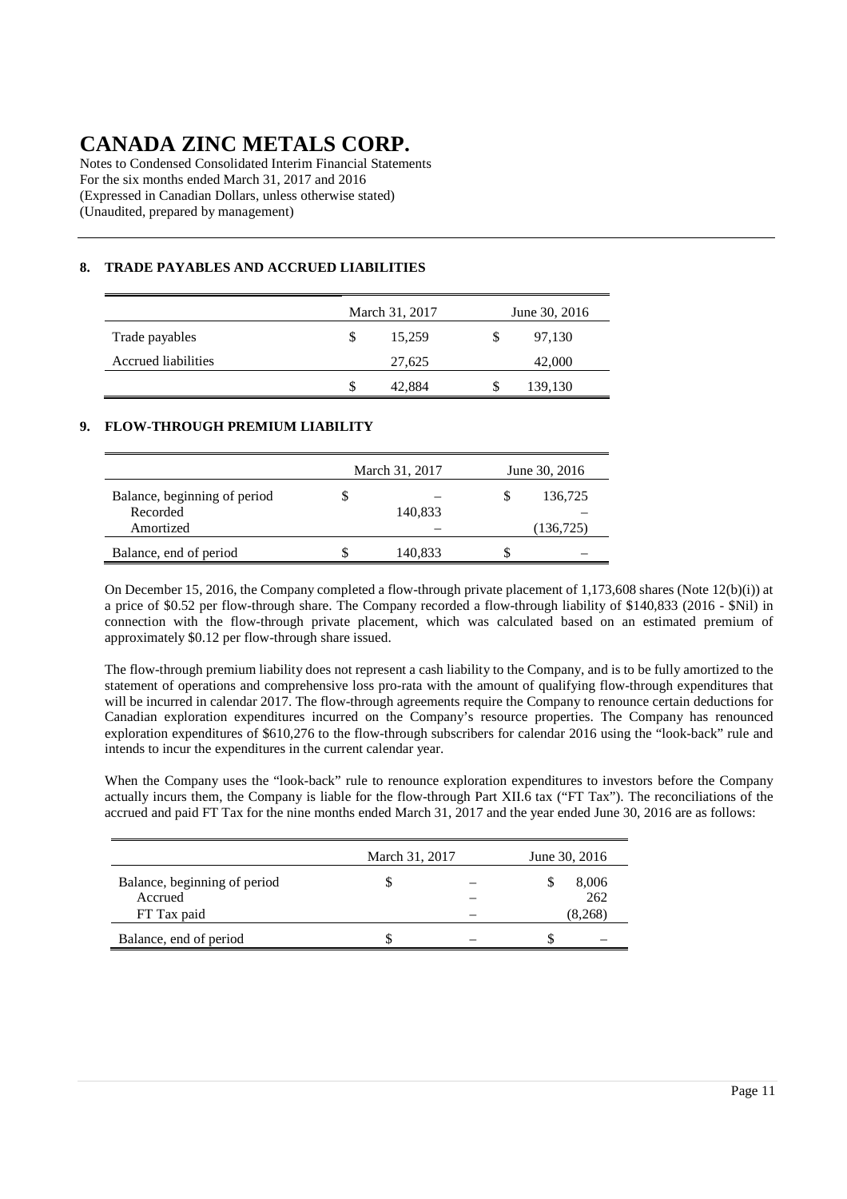# CANADA ZINC METALS CORP.

Notes to Condensed Consolidated Interim Financial Statements
For the six months ended March 31, 2017 and 2016
(Expressed in Canadian Dollars, unless otherwise stated)
(Unaudited, prepared by management)

## 8. TRADE PAYABLES AND ACCRUED LIABILITIES

| | March 31, 2017 | June 30, 2016 |
|---|---|---|
| Trade payables | $ 15,259 | $ 97,130 |
| Accrued liabilities | 27,625 | 42,000 |
| | $ 42,884 | $ 139,130 |

## 9. FLOW-THROUGH PREMIUM LIABILITY

| | March 31, 2017 | June 30, 2016 |
|---|---|---|
| Balance, beginning of period | $ – | $ 136,725 |
| Recorded | 140,833 | – |
| Amortized | – | (136,725) |
| Balance, end of period | $ 140,833 | $ – |

On December 15, 2016, the Company completed a flow-through private placement of 1,173,608 shares (Note 12(b)(i)) at a price of $0.52 per flow-through share. The Company recorded a flow-through liability of $140,833 (2016 - $Nil) in connection with the flow-through private placement, which was calculated based on an estimated premium of approximately $0.12 per flow-through share issued.

The flow-through premium liability does not represent a cash liability to the Company, and is to be fully amortized to the statement of operations and comprehensive loss pro-rata with the amount of qualifying flow-through expenditures that will be incurred in calendar 2017. The flow-through agreements require the Company to renounce certain deductions for Canadian exploration expenditures incurred on the Company's resource properties. The Company has renounced exploration expenditures of $610,276 to the flow-through subscribers for calendar 2016 using the "look-back" rule and intends to incur the expenditures in the current calendar year.

When the Company uses the "look-back" rule to renounce exploration expenditures to investors before the Company actually incurs them, the Company is liable for the flow-through Part XII.6 tax ("FT Tax"). The reconciliations of the accrued and paid FT Tax for the nine months ended March 31, 2017 and the year ended June 30, 2016 are as follows:

| | March 31, 2017 | June 30, 2016 |
|---|---|---|
| Balance, beginning of period | $ – | $ 8,006 |
| Accrued | – | 262 |
| FT Tax paid | – | (8,268) |
| Balance, end of period | $ – | $ – |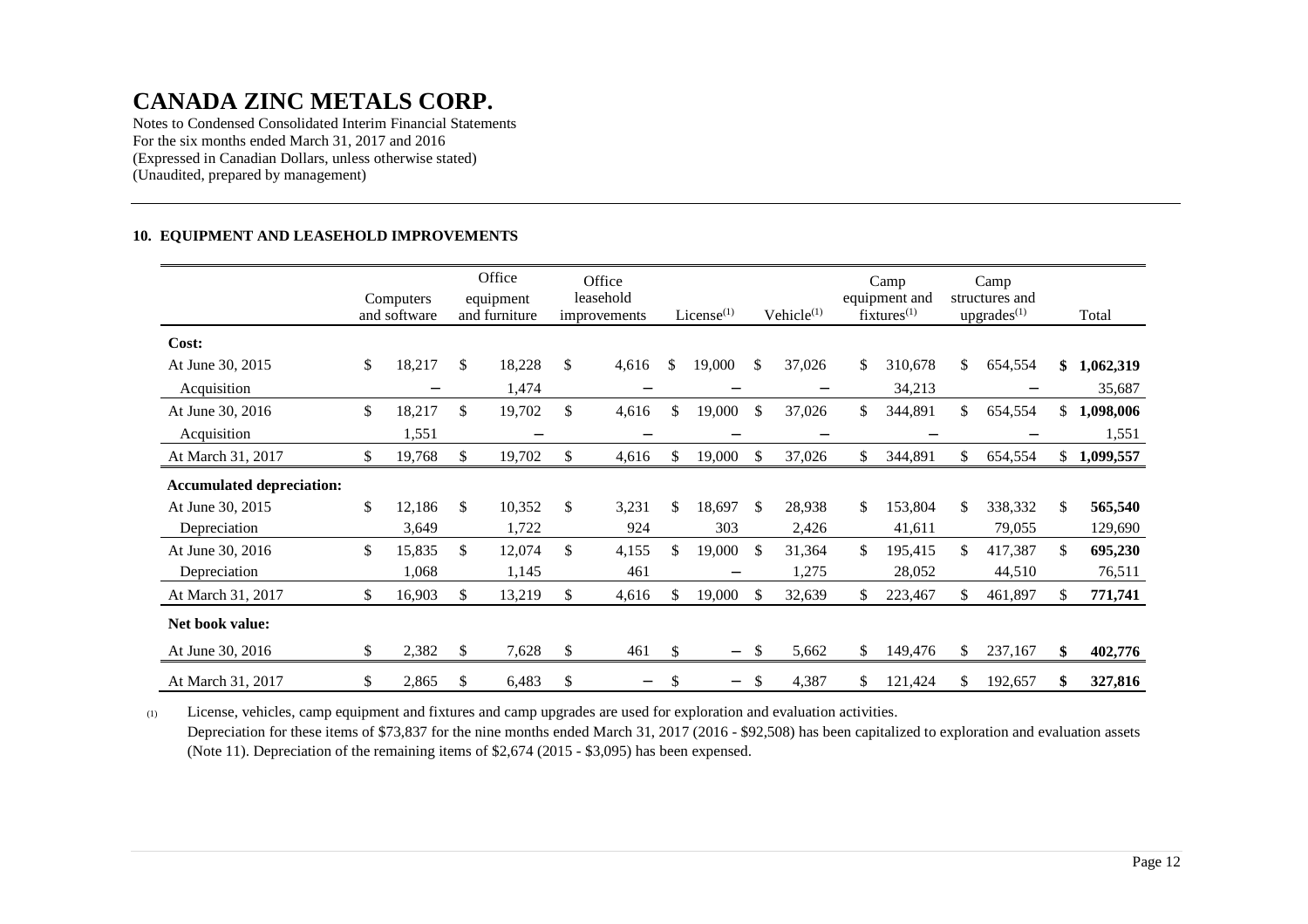# CANADA ZINC METALS CORP.

Notes to Condensed Consolidated Interim Financial Statements
For the six months ended March 31, 2017 and 2016
(Expressed in Canadian Dollars, unless otherwise stated)
(Unaudited, prepared by management)

## 10. EQUIPMENT AND LEASEHOLD IMPROVEMENTS

| | Computers and software | Office equipment and furniture | Office leasehold improvements | License[(1)] | Vehicle[(1)] | Camp equipment and fixtures[(1)] | Camp structures and upgrades[(1)] | Total |
|---|---|---|---|---|---|---|---|---|
| **Cost:** | | | | | | | | |
| At June 30, 2015 | $ 18,217 | $ 18,228 | $ 4,616 | $ 19,000 | $ 37,026 | $ 310,678 | $ 654,554 | **$ 1,062,319** |
| Acquisition | – | 1,474 | – | – | – | 34,213 | – | 35,687 |
| At June 30, 2016 | $ 18,217 | $ 19,702 | $ 4,616 | $ 19,000 | $ 37,026 | $ 344,891 | $ 654,554 | **$ 1,098,006** |
| Acquisition | 1,551 | – | – | – | – | – | – | 1,551 |
| At March 31, 2017 | $ 19,768 | $ 19,702 | $ 4,616 | $ 19,000 | $ 37,026 | $ 344,891 | $ 654,554 | **$ 1,099,557** |
| **Accumulated depreciation:** | | | | | | | | |
| At June 30, 2015 | $ 12,186 | $ 10,352 | $ 3,231 | $ 18,697 | $ 28,938 | $ 153,804 | $ 338,332 | **$ 565,540** |
| Depreciation | 3,649 | 1,722 | 924 | 303 | 2,426 | 41,611 | 79,055 | 129,690 |
| At June 30, 2016 | $ 15,835 | $ 12,074 | $ 4,155 | $ 19,000 | $ 31,364 | $ 195,415 | $ 417,387 | **$ 695,230** |
| Depreciation | 1,068 | 1,145 | 461 | – | 1,275 | 28,052 | 44,510 | 76,511 |
| At March 31, 2017 | $ 16,903 | $ 13,219 | $ 4,616 | $ 19,000 | $ 32,639 | $ 223,467 | $ 461,897 | **$ 771,741** |
| **Net book value:** | | | | | | | | |
| At June 30, 2016 | $ 2,382 | $ 7,628 | $ 461 | $ – | $ 5,662 | $ 149,476 | $ 237,167 | **$ 402,776** |
| At March 31, 2017 | $ 2,865 | $ 6,483 | $ – | $ – | $ 4,387 | $ 121,424 | $ 192,657 | **$ 327,816** |

(1) License, vehicles, camp equipment and fixtures and camp upgrades are used for exploration and evaluation activities.
Depreciation for these items of $73,837 for the nine months ended March 31, 2017 (2016 - $92,508) has been capitalized to exploration and evaluation assets (Note 11). Depreciation of the remaining items of $2,674 (2015 - $3,095) has been expensed.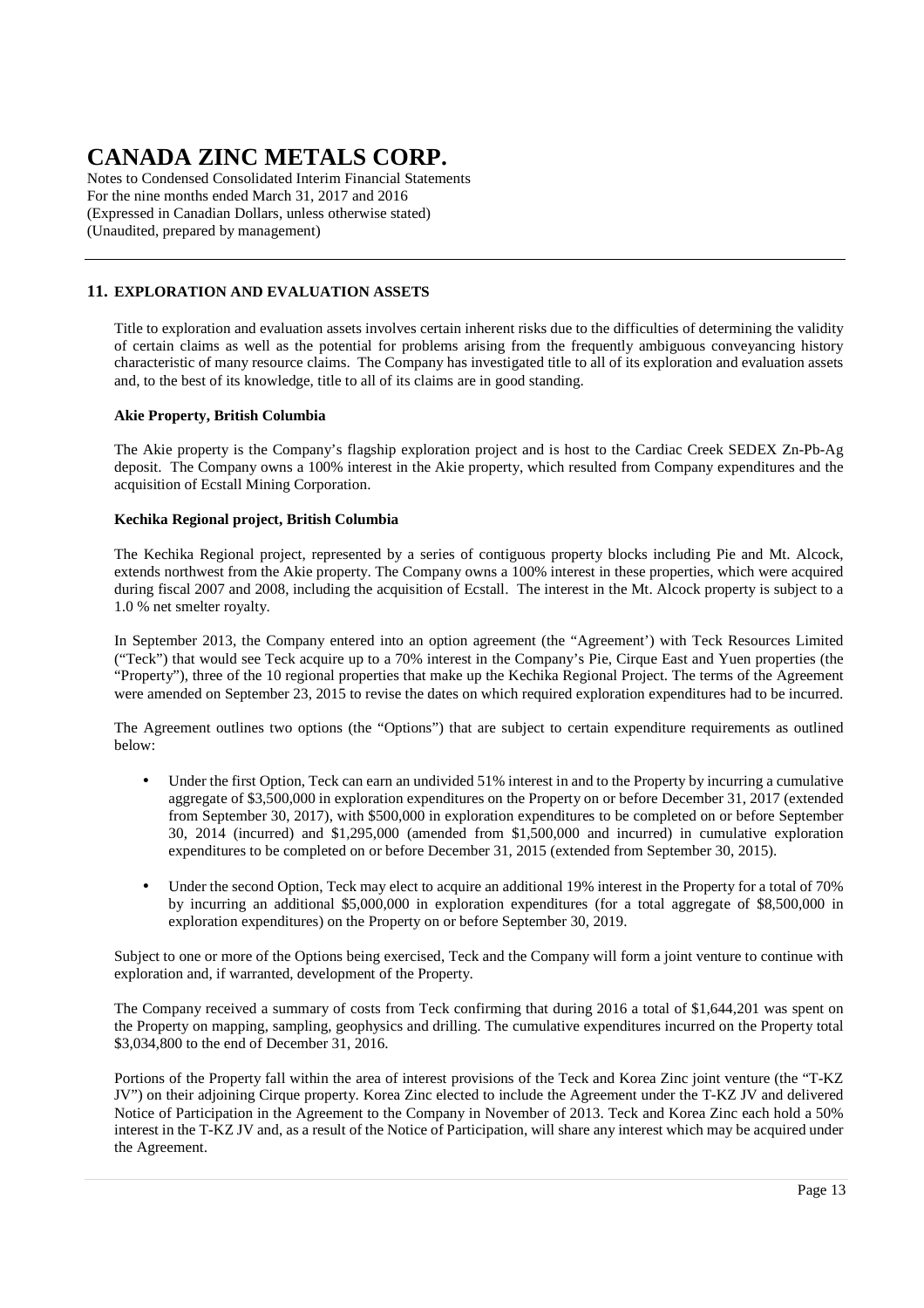# CANADA ZINC METALS CORP.

Notes to Condensed Consolidated Interim Financial Statements
For the nine months ended March 31, 2017 and 2016
(Expressed in Canadian Dollars, unless otherwise stated)
(Unaudited, prepared by management)

## 11. EXPLORATION AND EVALUATION ASSETS

Title to exploration and evaluation assets involves certain inherent risks due to the difficulties of determining the validity of certain claims as well as the potential for problems arising from the frequently ambiguous conveyancing history characteristic of many resource claims. The Company has investigated title to all of its exploration and evaluation assets and, to the best of its knowledge, title to all of its claims are in good standing.

**Akie Property, British Columbia**

The Akie property is the Company's flagship exploration project and is host to the Cardiac Creek SEDEX Zn-Pb-Ag deposit. The Company owns a 100% interest in the Akie property, which resulted from Company expenditures and the acquisition of Ecstall Mining Corporation.

**Kechika Regional project, British Columbia**

The Kechika Regional project, represented by a series of contiguous property blocks including Pie and Mt. Alcock, extends northwest from the Akie property. The Company owns a 100% interest in these properties, which were acquired during fiscal 2007 and 2008, including the acquisition of Ecstall. The interest in the Mt. Alcock property is subject to a 1.0 % net smelter royalty.

In September 2013, the Company entered into an option agreement (the "Agreement') with Teck Resources Limited ("Teck") that would see Teck acquire up to a 70% interest in the Company's Pie, Cirque East and Yuen properties (the "Property"), three of the 10 regional properties that make up the Kechika Regional Project. The terms of the Agreement were amended on September 23, 2015 to revise the dates on which required exploration expenditures had to be incurred.

The Agreement outlines two options (the "Options") that are subject to certain expenditure requirements as outlined below:

- Under the first Option, Teck can earn an undivided 51% interest in and to the Property by incurring a cumulative aggregate of $3,500,000 in exploration expenditures on the Property on or before December 31, 2017 (extended from September 30, 2017), with $500,000 in exploration expenditures to be completed on or before September 30, 2014 (incurred) and $1,295,000 (amended from $1,500,000 and incurred) in cumulative exploration expenditures to be completed on or before December 31, 2015 (extended from September 30, 2015).

- Under the second Option, Teck may elect to acquire an additional 19% interest in the Property for a total of 70% by incurring an additional $5,000,000 in exploration expenditures (for a total aggregate of $8,500,000 in exploration expenditures) on the Property on or before September 30, 2019.

Subject to one or more of the Options being exercised, Teck and the Company will form a joint venture to continue with exploration and, if warranted, development of the Property.

The Company received a summary of costs from Teck confirming that during 2016 a total of $1,644,201 was spent on the Property on mapping, sampling, geophysics and drilling. The cumulative expenditures incurred on the Property total $3,034,800 to the end of December 31, 2016.

Portions of the Property fall within the area of interest provisions of the Teck and Korea Zinc joint venture (the "T-KZ JV") on their adjoining Cirque property. Korea Zinc elected to include the Agreement under the T-KZ JV and delivered Notice of Participation in the Agreement to the Company in November of 2013. Teck and Korea Zinc each hold a 50% interest in the T-KZ JV and, as a result of the Notice of Participation, will share any interest which may be acquired under the Agreement.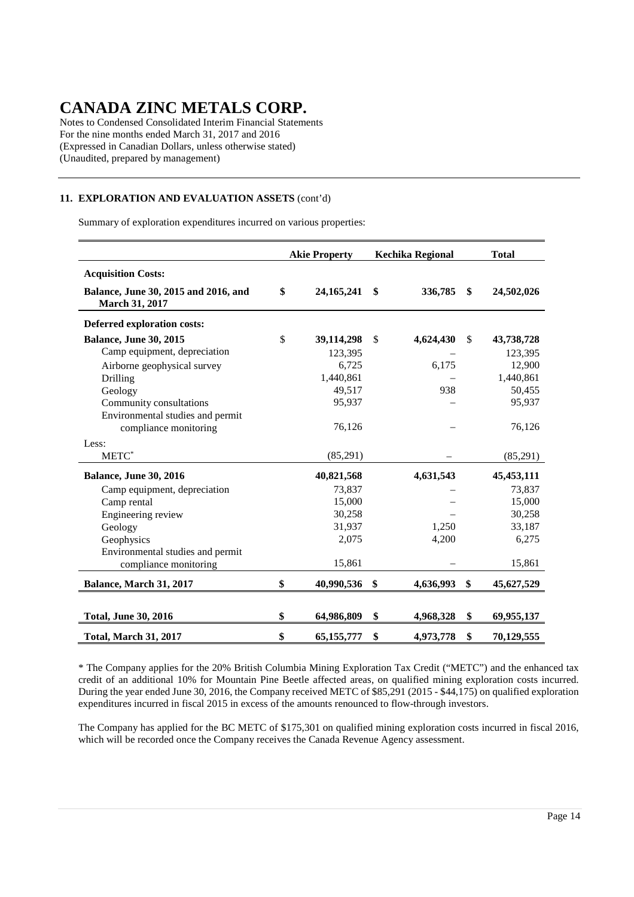# CANADA ZINC METALS CORP.

Notes to Condensed Consolidated Interim Financial Statements
For the nine months ended March 31, 2017 and 2016
(Expressed in Canadian Dollars, unless otherwise stated)
(Unaudited, prepared by management)

## 11. EXPLORATION AND EVALUATION ASSETS (cont'd)

Summary of exploration expenditures incurred on various properties:

| | Akie Property | Kechika Regional | Total |
|---|---|---|---|
| **Acquisition Costs:** | | | |
| **Balance, June 30, 2015 and 2016, and March 31, 2017** | **$ 24,165,241** | **$ 336,785** | **$ 24,502,026** |
| **Deferred exploration costs:** | | | |
| **Balance, June 30, 2015** | $ **39,114,298** | $ **4,624,430** | $ **43,738,728** |
| Camp equipment, depreciation | 123,395 | – | 123,395 |
| Airborne geophysical survey | 6,725 | 6,175 | 12,900 |
| Drilling | 1,440,861 | – | 1,440,861 |
| Geology | 49,517 | 938 | 50,455 |
| Community consultations | 95,937 | – | 95,937 |
| Environmental studies and permit compliance monitoring | 76,126 | – | 76,126 |
| Less: | | | |
| METC* | (85,291) | – | (85,291) |
| **Balance, June 30, 2016** | **40,821,568** | **4,631,543** | **45,453,111** |
| Camp equipment, depreciation | 73,837 | – | 73,837 |
| Camp rental | 15,000 | – | 15,000 |
| Engineering review | 30,258 | – | 30,258 |
| Geology | 31,937 | 1,250 | 33,187 |
| Geophysics | 2,075 | 4,200 | 6,275 |
| Environmental studies and permit compliance monitoring | 15,861 | – | 15,861 |
| **Balance, March 31, 2017** | **$ 40,990,536** | **$ 4,636,993** | **$ 45,627,529** |
| | | | |
| **Total, June 30, 2016** | **$ 64,986,809** | **$ 4,968,328** | **$ 69,955,137** |
| **Total, March 31, 2017** | **$ 65,155,777** | **$ 4,973,778** | **$ 70,129,555** |

* The Company applies for the 20% British Columbia Mining Exploration Tax Credit ("METC") and the enhanced tax credit of an additional 10% for Mountain Pine Beetle affected areas, on qualified mining exploration costs incurred. During the year ended June 30, 2016, the Company received METC of $85,291 (2015 - $44,175) on qualified exploration expenditures incurred in fiscal 2015 in excess of the amounts renounced to flow-through investors.

The Company has applied for the BC METC of $175,301 on qualified mining exploration costs incurred in fiscal 2016, which will be recorded once the Company receives the Canada Revenue Agency assessment.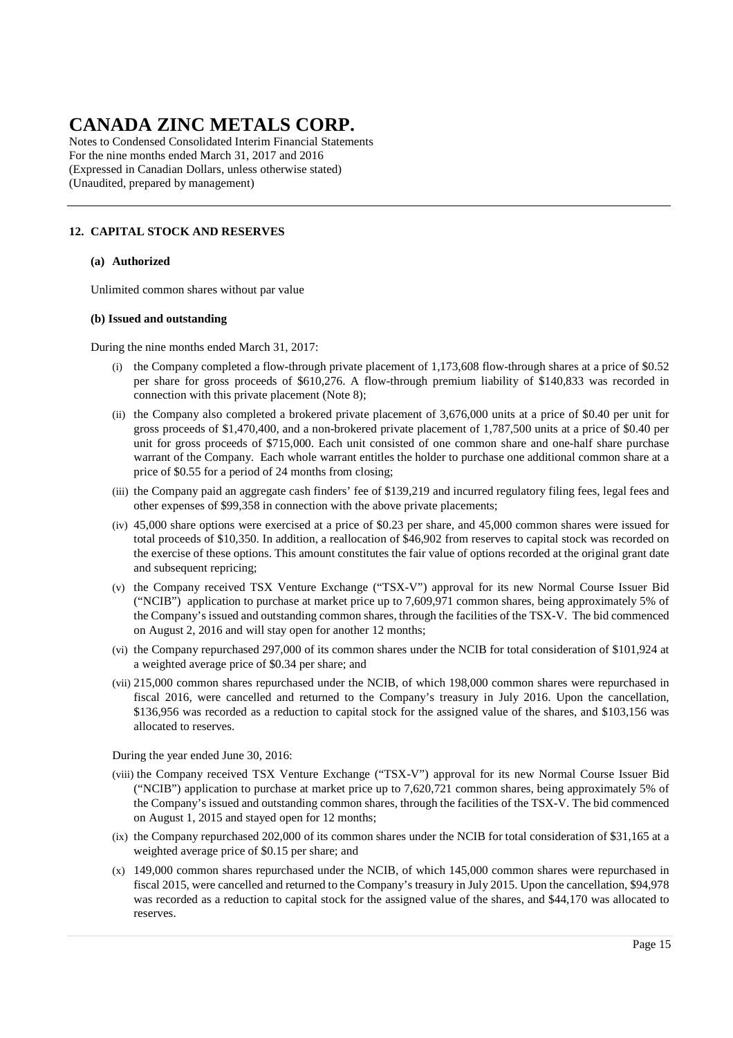# CANADA ZINC METALS CORP.

Notes to Condensed Consolidated Interim Financial Statements
For the nine months ended March 31, 2017 and 2016
(Expressed in Canadian Dollars, unless otherwise stated)
(Unaudited, prepared by management)

## 12. CAPITAL STOCK AND RESERVES

### (a) Authorized

Unlimited common shares without par value

### (b) Issued and outstanding

During the nine months ended March 31, 2017:

(i) the Company completed a flow-through private placement of 1,173,608 flow-through shares at a price of $0.52 per share for gross proceeds of $610,276. A flow-through premium liability of $140,833 was recorded in connection with this private placement (Note 8);

(ii) the Company also completed a brokered private placement of 3,676,000 units at a price of $0.40 per unit for gross proceeds of $1,470,400, and a non-brokered private placement of 1,787,500 units at a price of $0.40 per unit for gross proceeds of $715,000. Each unit consisted of one common share and one-half share purchase warrant of the Company. Each whole warrant entitles the holder to purchase one additional common share at a price of $0.55 for a period of 24 months from closing;

(iii) the Company paid an aggregate cash finders' fee of $139,219 and incurred regulatory filing fees, legal fees and other expenses of $99,358 in connection with the above private placements;

(iv) 45,000 share options were exercised at a price of $0.23 per share, and 45,000 common shares were issued for total proceeds of $10,350. In addition, a reallocation of $46,902 from reserves to capital stock was recorded on the exercise of these options. This amount constitutes the fair value of options recorded at the original grant date and subsequent repricing;

(v) the Company received TSX Venture Exchange ("TSX-V") approval for its new Normal Course Issuer Bid ("NCIB") application to purchase at market price up to 7,609,971 common shares, being approximately 5% of the Company's issued and outstanding common shares, through the facilities of the TSX-V. The bid commenced on August 2, 2016 and will stay open for another 12 months;

(vi) the Company repurchased 297,000 of its common shares under the NCIB for total consideration of $101,924 at a weighted average price of $0.34 per share; and

(vii) 215,000 common shares repurchased under the NCIB, of which 198,000 common shares were repurchased in fiscal 2016, were cancelled and returned to the Company's treasury in July 2016. Upon the cancellation, $136,956 was recorded as a reduction to capital stock for the assigned value of the shares, and $103,156 was allocated to reserves.

During the year ended June 30, 2016:

(viii) the Company received TSX Venture Exchange ("TSX-V") approval for its new Normal Course Issuer Bid ("NCIB") application to purchase at market price up to 7,620,721 common shares, being approximately 5% of the Company's issued and outstanding common shares, through the facilities of the TSX-V. The bid commenced on August 1, 2015 and stayed open for 12 months;

(ix) the Company repurchased 202,000 of its common shares under the NCIB for total consideration of $31,165 at a weighted average price of $0.15 per share; and

(x) 149,000 common shares repurchased under the NCIB, of which 145,000 common shares were repurchased in fiscal 2015, were cancelled and returned to the Company's treasury in July 2015. Upon the cancellation, $94,978 was recorded as a reduction to capital stock for the assigned value of the shares, and $44,170 was allocated to reserves.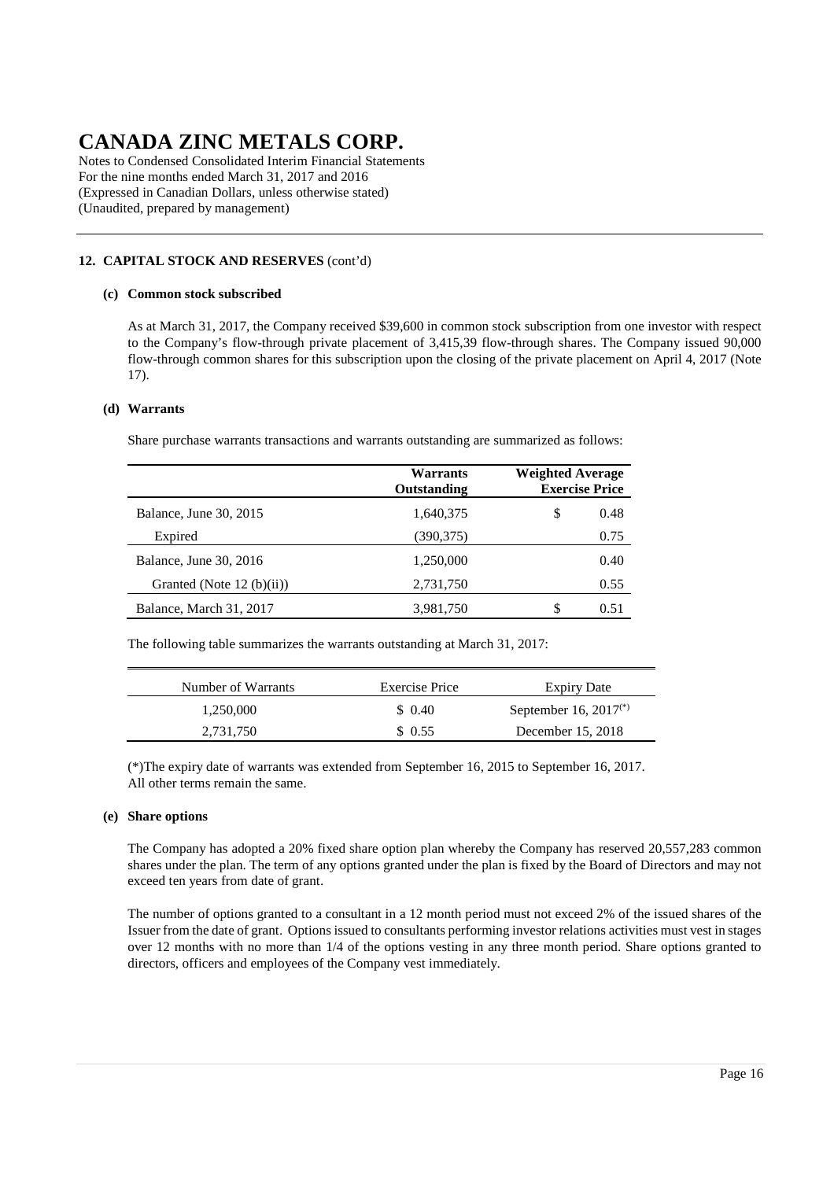# CANADA ZINC METALS CORP.

Notes to Condensed Consolidated Interim Financial Statements
For the nine months ended March 31, 2017 and 2016
(Expressed in Canadian Dollars, unless otherwise stated)
(Unaudited, prepared by management)

## 12. CAPITAL STOCK AND RESERVES (cont'd)

### (c) Common stock subscribed

As at March 31, 2017, the Company received $39,600 in common stock subscription from one investor with respect to the Company's flow-through private placement of 3,415,39 flow-through shares. The Company issued 90,000 flow-through common shares for this subscription upon the closing of the private placement on April 4, 2017 (Note 17).

### (d) Warrants

Share purchase warrants transactions and warrants outstanding are summarized as follows:

| | Warrants Outstanding | Weighted Average Exercise Price |
|---|---|---|
| Balance, June 30, 2015 | 1,640,375 | $ 0.48 |
| Expired | (390,375) | 0.75 |
| Balance, June 30, 2016 | 1,250,000 | 0.40 |
| Granted (Note 12 (b)(ii)) | 2,731,750 | 0.55 |
| Balance, March 31, 2017 | 3,981,750 | $ 0.51 |

The following table summarizes the warrants outstanding at March 31, 2017:

| Number of Warrants | Exercise Price | Expiry Date |
|---|---|---|
| 1,250,000 | $ 0.40 | September 16, 2017(*) |
| 2,731,750 | $ 0.55 | December 15, 2018 |

(*)The expiry date of warrants was extended from September 16, 2015 to September 16, 2017. All other terms remain the same.

### (e) Share options

The Company has adopted a 20% fixed share option plan whereby the Company has reserved 20,557,283 common shares under the plan. The term of any options granted under the plan is fixed by the Board of Directors and may not exceed ten years from date of grant.

The number of options granted to a consultant in a 12 month period must not exceed 2% of the issued shares of the Issuer from the date of grant. Options issued to consultants performing investor relations activities must vest in stages over 12 months with no more than 1/4 of the options vesting in any three month period. Share options granted to directors, officers and employees of the Company vest immediately.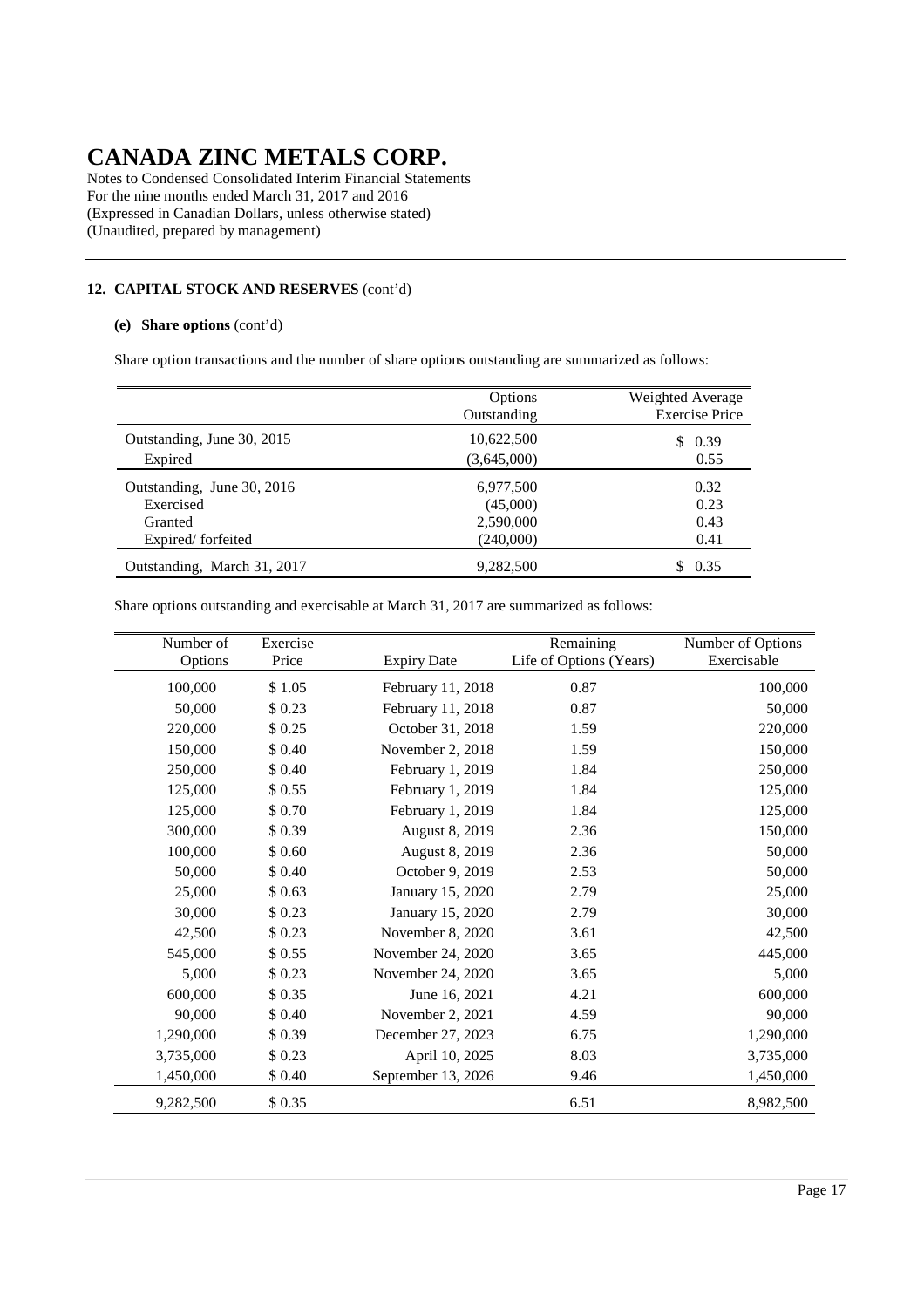# CANADA ZINC METALS CORP.

Notes to Condensed Consolidated Interim Financial Statements
For the nine months ended March 31, 2017 and 2016
(Expressed in Canadian Dollars, unless otherwise stated)
(Unaudited, prepared by management)

## 12. CAPITAL STOCK AND RESERVES (cont'd)

### (e) Share options (cont'd)

Share option transactions and the number of share options outstanding are summarized as follows:

| | Options Outstanding | Weighted Average Exercise Price |
|---|---|---|
| Outstanding, June 30, 2015 | 10,622,500 | $ 0.39 |
| Expired | (3,645,000) | 0.55 |
| Outstanding, June 30, 2016 | 6,977,500 | 0.32 |
| Exercised | (45,000) | 0.23 |
| Granted | 2,590,000 | 0.43 |
| Expired/ forfeited | (240,000) | 0.41 |
| Outstanding, March 31, 2017 | 9,282,500 | $ 0.35 |

Share options outstanding and exercisable at March 31, 2017 are summarized as follows:

| Number of Options | Exercise Price | Expiry Date | Remaining Life of Options (Years) | Number of Options Exercisable |
|---|---|---|---|---|
| 100,000 | $ 1.05 | February 11, 2018 | 0.87 | 100,000 |
| 50,000 | $ 0.23 | February 11, 2018 | 0.87 | 50,000 |
| 220,000 | $ 0.25 | October 31, 2018 | 1.59 | 220,000 |
| 150,000 | $ 0.40 | November 2, 2018 | 1.59 | 150,000 |
| 250,000 | $ 0.40 | February 1, 2019 | 1.84 | 250,000 |
| 125,000 | $ 0.55 | February 1, 2019 | 1.84 | 125,000 |
| 125,000 | $ 0.70 | February 1, 2019 | 1.84 | 125,000 |
| 300,000 | $ 0.39 | August 8, 2019 | 2.36 | 150,000 |
| 100,000 | $ 0.60 | August 8, 2019 | 2.36 | 50,000 |
| 50,000 | $ 0.40 | October 9, 2019 | 2.53 | 50,000 |
| 25,000 | $ 0.63 | January 15, 2020 | 2.79 | 25,000 |
| 30,000 | $ 0.23 | January 15, 2020 | 2.79 | 30,000 |
| 42,500 | $ 0.23 | November 8, 2020 | 3.61 | 42,500 |
| 545,000 | $ 0.55 | November 24, 2020 | 3.65 | 445,000 |
| 5,000 | $ 0.23 | November 24, 2020 | 3.65 | 5,000 |
| 600,000 | $ 0.35 | June 16, 2021 | 4.21 | 600,000 |
| 90,000 | $ 0.40 | November 2, 2021 | 4.59 | 90,000 |
| 1,290,000 | $ 0.39 | December 27, 2023 | 6.75 | 1,290,000 |
| 3,735,000 | $ 0.23 | April 10, 2025 | 8.03 | 3,735,000 |
| 1,450,000 | $ 0.40 | September 13, 2026 | 9.46 | 1,450,000 |
| 9,282,500 | $ 0.35 | | 6.51 | 8,982,500 |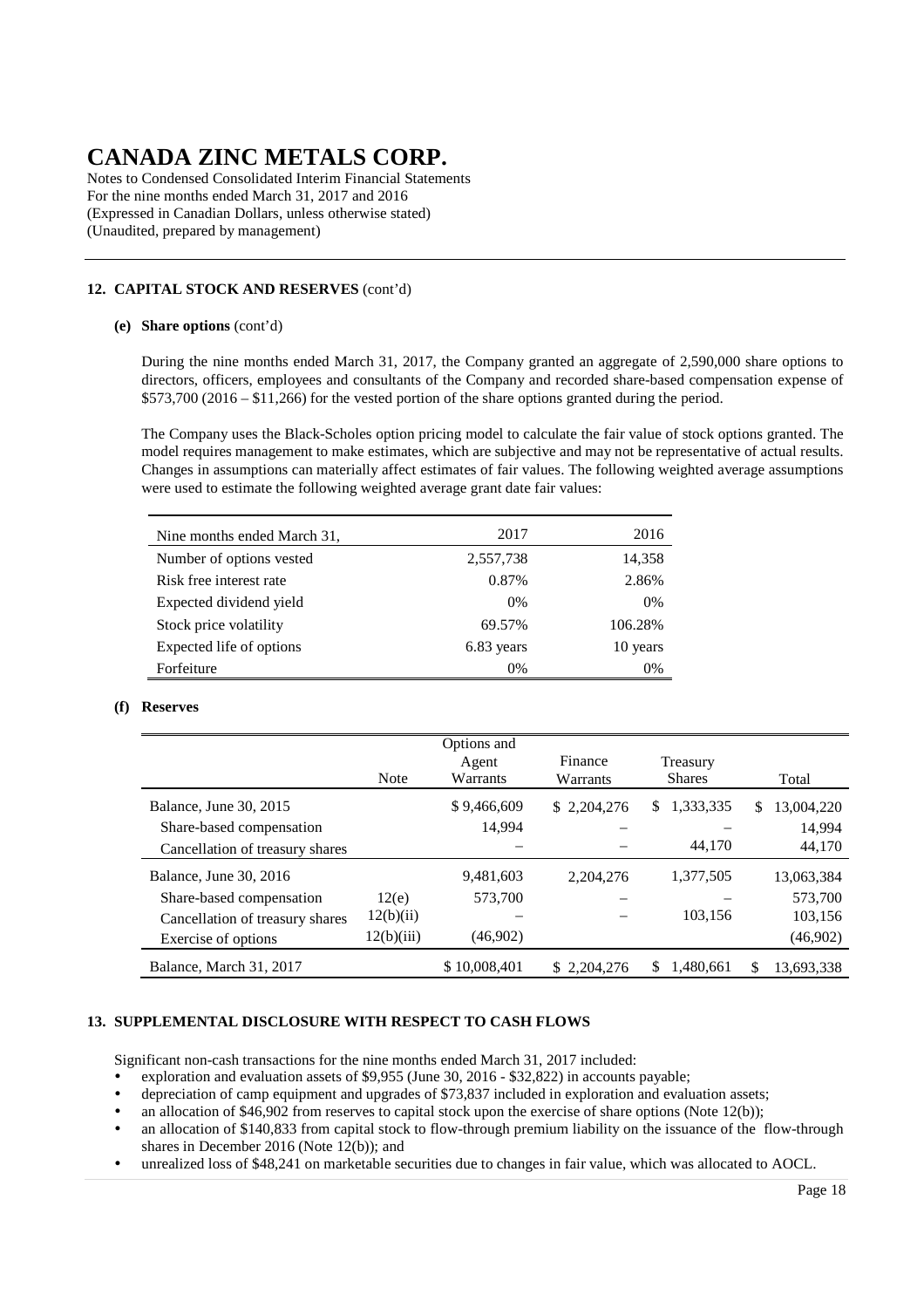# CANADA ZINC METALS CORP.

Notes to Condensed Consolidated Interim Financial Statements
For the nine months ended March 31, 2017 and 2016
(Expressed in Canadian Dollars, unless otherwise stated)
(Unaudited, prepared by management)

## 12. CAPITAL STOCK AND RESERVES (cont'd)

### (e) Share options (cont'd)

During the nine months ended March 31, 2017, the Company granted an aggregate of 2,590,000 share options to directors, officers, employees and consultants of the Company and recorded share-based compensation expense of $573,700 (2016 – $11,266) for the vested portion of the share options granted during the period.

The Company uses the Black-Scholes option pricing model to calculate the fair value of stock options granted. The model requires management to make estimates, which are subjective and may not be representative of actual results. Changes in assumptions can materially affect estimates of fair values. The following weighted average assumptions were used to estimate the following weighted average grant date fair values:

| Nine months ended March 31, | 2017 | 2016 |
|---|---|---|
| Number of options vested | 2,557,738 | 14,358 |
| Risk free interest rate | 0.87% | 2.86% |
| Expected dividend yield | 0% | 0% |
| Stock price volatility | 69.57% | 106.28% |
| Expected life of options | 6.83 years | 10 years |
| Forfeiture | 0% | 0% |

### (f) Reserves

| | Note | Options and Agent Warrants | Finance Warrants | Treasury Shares | Total |
|---|---|---|---|---|---|
| Balance, June 30, 2015 | | $ 9,466,609 | $ 2,204,276 | $ 1,333,335 | $ 13,004,220 |
| Share-based compensation | | 14,994 | – | – | 14,994 |
| Cancellation of treasury shares | | – | – | 44,170 | 44,170 |
| Balance, June 30, 2016 | | 9,481,603 | 2,204,276 | 1,377,505 | 13,063,384 |
| Share-based compensation | 12(e) | 573,700 | – | – | 573,700 |
| Cancellation of treasury shares | 12(b)(ii) | – | – | 103,156 | 103,156 |
| Exercise of options | 12(b)(iii) | (46,902) | | | (46,902) |
| Balance, March 31, 2017 | | $ 10,008,401 | $ 2,204,276 | $ 1,480,661 | $ 13,693,338 |

## 13. SUPPLEMENTAL DISCLOSURE WITH RESPECT TO CASH FLOWS

Significant non-cash transactions for the nine months ended March 31, 2017 included:

- exploration and evaluation assets of $9,955 (June 30, 2016 - $32,822) in accounts payable;
- depreciation of camp equipment and upgrades of $73,837 included in exploration and evaluation assets;
- an allocation of $46,902 from reserves to capital stock upon the exercise of share options (Note 12(b));
- an allocation of $140,833 from capital stock to flow-through premium liability on the issuance of the flow-through shares in December 2016 (Note 12(b)); and
- unrealized loss of $48,241 on marketable securities due to changes in fair value, which was allocated to AOCL.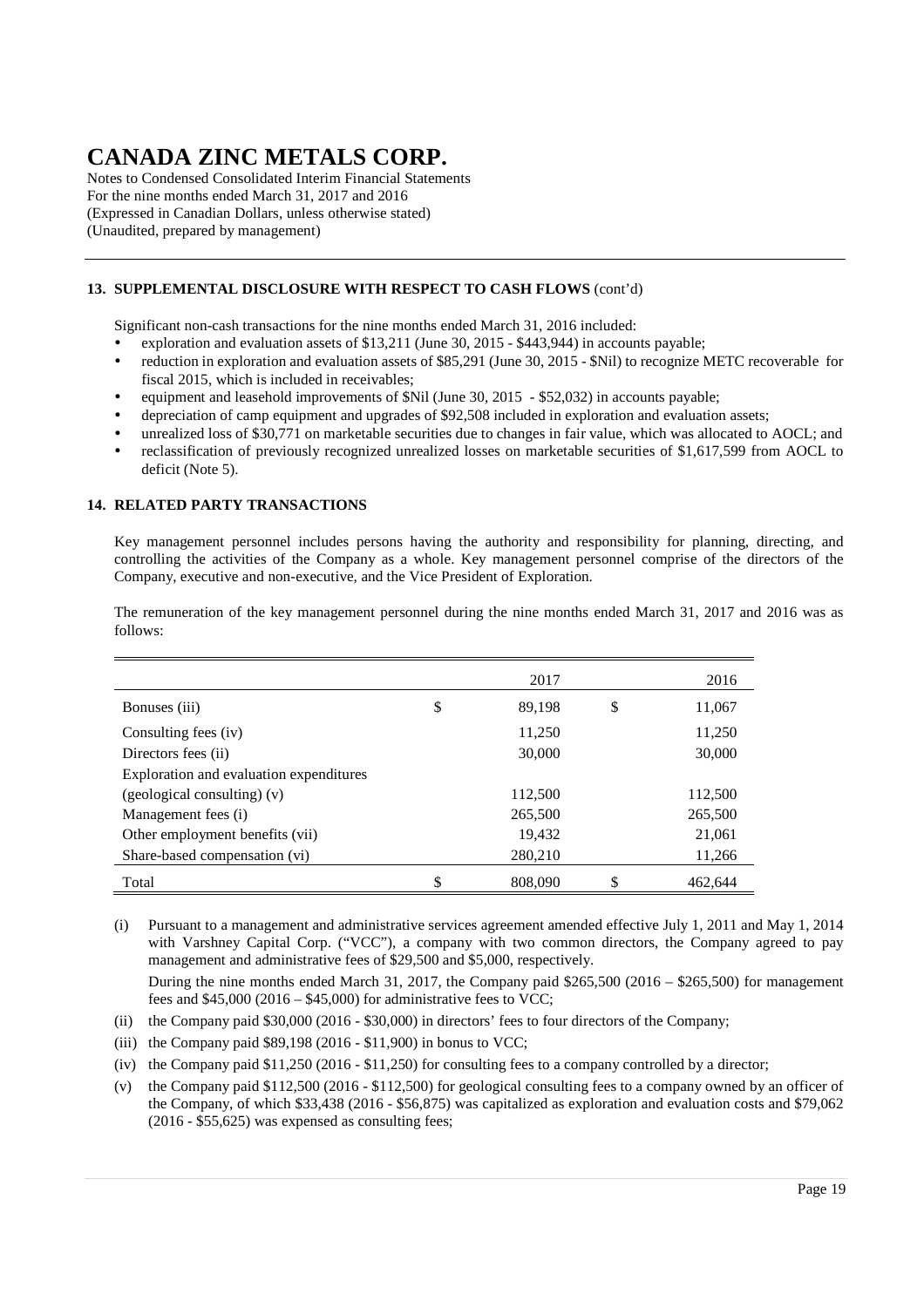# CANADA ZINC METALS CORP.

Notes to Condensed Consolidated Interim Financial Statements
For the nine months ended March 31, 2017 and 2016
(Expressed in Canadian Dollars, unless otherwise stated)
(Unaudited, prepared by management)

### 13. SUPPLEMENTAL DISCLOSURE WITH RESPECT TO CASH FLOWS (cont'd)

Significant non-cash transactions for the nine months ended March 31, 2016 included:

- exploration and evaluation assets of $13,211 (June 30, 2015 - $443,944) in accounts payable;
- reduction in exploration and evaluation assets of $85,291 (June 30, 2015 - $Nil) to recognize METC recoverable for fiscal 2015, which is included in receivables;
- equipment and leasehold improvements of $Nil (June 30, 2015 - $52,032) in accounts payable;
- depreciation of camp equipment and upgrades of $92,508 included in exploration and evaluation assets;
- unrealized loss of $30,771 on marketable securities due to changes in fair value, which was allocated to AOCL; and
- reclassification of previously recognized unrealized losses on marketable securities of $1,617,599 from AOCL to deficit (Note 5).

### 14. RELATED PARTY TRANSACTIONS

Key management personnel includes persons having the authority and responsibility for planning, directing, and controlling the activities of the Company as a whole. Key management personnel comprise of the directors of the Company, executive and non-executive, and the Vice President of Exploration.

The remuneration of the key management personnel during the nine months ended March 31, 2017 and 2016 was as follows:

| | 2017 | 2016 |
|---|---|---|
| Bonuses (iii) | $ 89,198 | $ 11,067 |
| Consulting fees (iv) | 11,250 | 11,250 |
| Directors fees (ii) | 30,000 | 30,000 |
| Exploration and evaluation expenditures (geological consulting) (v) | 112,500 | 112,500 |
| Management fees (i) | 265,500 | 265,500 |
| Other employment benefits (vii) | 19,432 | 21,061 |
| Share-based compensation (vi) | 280,210 | 11,266 |
| Total | $ 808,090 | $ 462,644 |

(i) Pursuant to a management and administrative services agreement amended effective July 1, 2011 and May 1, 2014 with Varshney Capital Corp. ("VCC"), a company with two common directors, the Company agreed to pay management and administrative fees of $29,500 and $5,000, respectively.

During the nine months ended March 31, 2017, the Company paid $265,500 (2016 – $265,500) for management fees and $45,000 (2016 – $45,000) for administrative fees to VCC;

(ii) the Company paid $30,000 (2016 - $30,000) in directors' fees to four directors of the Company;

(iii) the Company paid $89,198 (2016 - $11,900) in bonus to VCC;

(iv) the Company paid $11,250 (2016 - $11,250) for consulting fees to a company controlled by a director;

(v) the Company paid $112,500 (2016 - $112,500) for geological consulting fees to a company owned by an officer of the Company, of which $33,438 (2016 - $56,875) was capitalized as exploration and evaluation costs and $79,062 (2016 - $55,625) was expensed as consulting fees;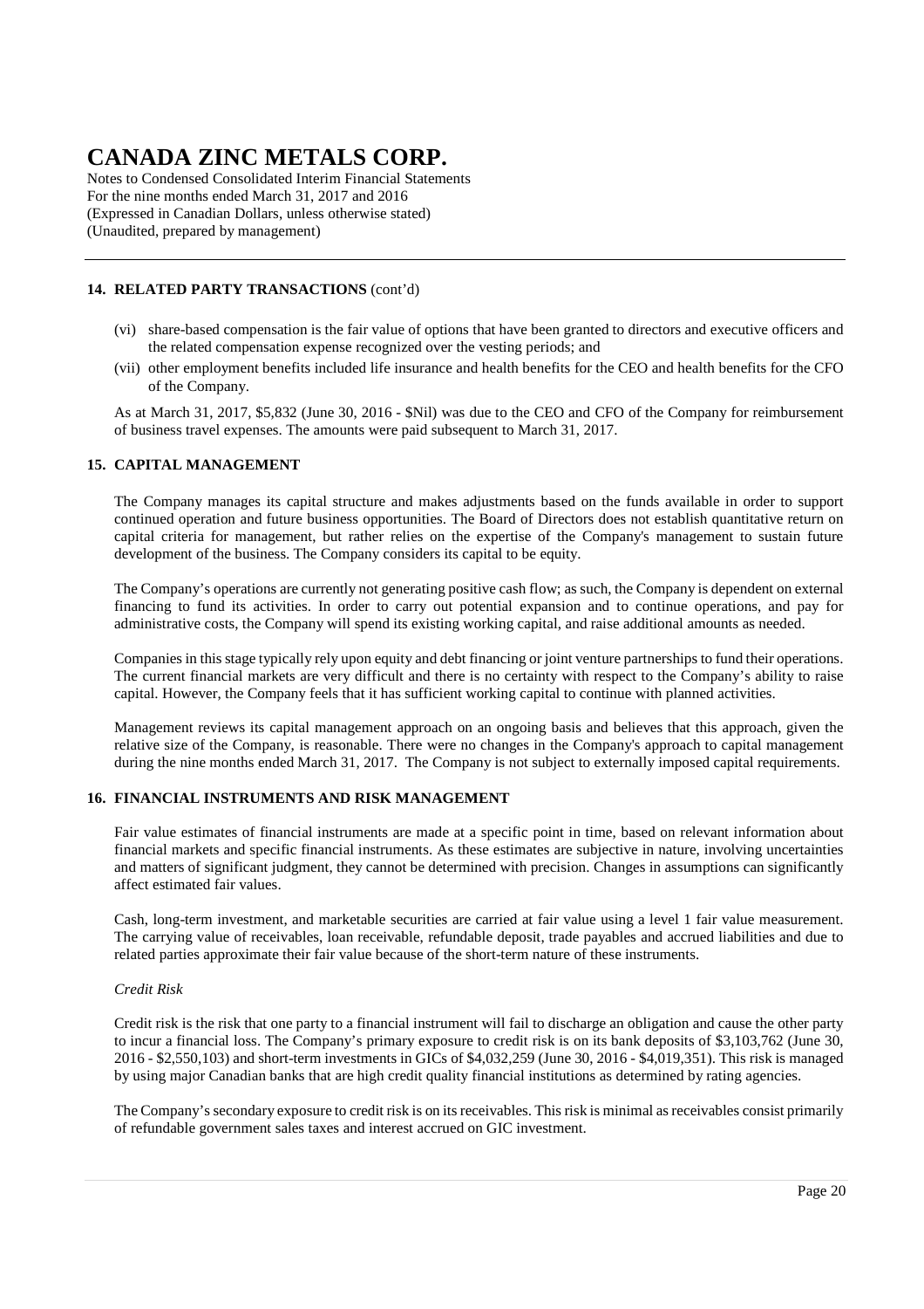## 14. RELATED PARTY TRANSACTIONS (cont'd)

(vi) share-based compensation is the fair value of options that have been granted to directors and executive officers and the related compensation expense recognized over the vesting periods; and

(vii) other employment benefits included life insurance and health benefits for the CEO and health benefits for the CFO of the Company.

As at March 31, 2017, $5,832 (June 30, 2016 - $Nil) was due to the CEO and CFO of the Company for reimbursement of business travel expenses. The amounts were paid subsequent to March 31, 2017.

## 15. CAPITAL MANAGEMENT

The Company manages its capital structure and makes adjustments based on the funds available in order to support continued operation and future business opportunities. The Board of Directors does not establish quantitative return on capital criteria for management, but rather relies on the expertise of the Company's management to sustain future development of the business. The Company considers its capital to be equity.

The Company's operations are currently not generating positive cash flow; as such, the Company is dependent on external financing to fund its activities. In order to carry out potential expansion and to continue operations, and pay for administrative costs, the Company will spend its existing working capital, and raise additional amounts as needed.

Companies in this stage typically rely upon equity and debt financing or joint venture partnerships to fund their operations. The current financial markets are very difficult and there is no certainty with respect to the Company's ability to raise capital. However, the Company feels that it has sufficient working capital to continue with planned activities.

Management reviews its capital management approach on an ongoing basis and believes that this approach, given the relative size of the Company, is reasonable. There were no changes in the Company's approach to capital management during the nine months ended March 31, 2017. The Company is not subject to externally imposed capital requirements.

## 16. FINANCIAL INSTRUMENTS AND RISK MANAGEMENT

Fair value estimates of financial instruments are made at a specific point in time, based on relevant information about financial markets and specific financial instruments. As these estimates are subjective in nature, involving uncertainties and matters of significant judgment, they cannot be determined with precision. Changes in assumptions can significantly affect estimated fair values.

Cash, long-term investment, and marketable securities are carried at fair value using a level 1 fair value measurement. The carrying value of receivables, loan receivable, refundable deposit, trade payables and accrued liabilities and due to related parties approximate their fair value because of the short-term nature of these instruments.

*Credit Risk*

Credit risk is the risk that one party to a financial instrument will fail to discharge an obligation and cause the other party to incur a financial loss. The Company's primary exposure to credit risk is on its bank deposits of $3,103,762 (June 30, 2016 - $2,550,103) and short-term investments in GICs of $4,032,259 (June 30, 2016 - $4,019,351). This risk is managed by using major Canadian banks that are high credit quality financial institutions as determined by rating agencies.

The Company's secondary exposure to credit risk is on its receivables. This risk is minimal as receivables consist primarily of refundable government sales taxes and interest accrued on GIC investment.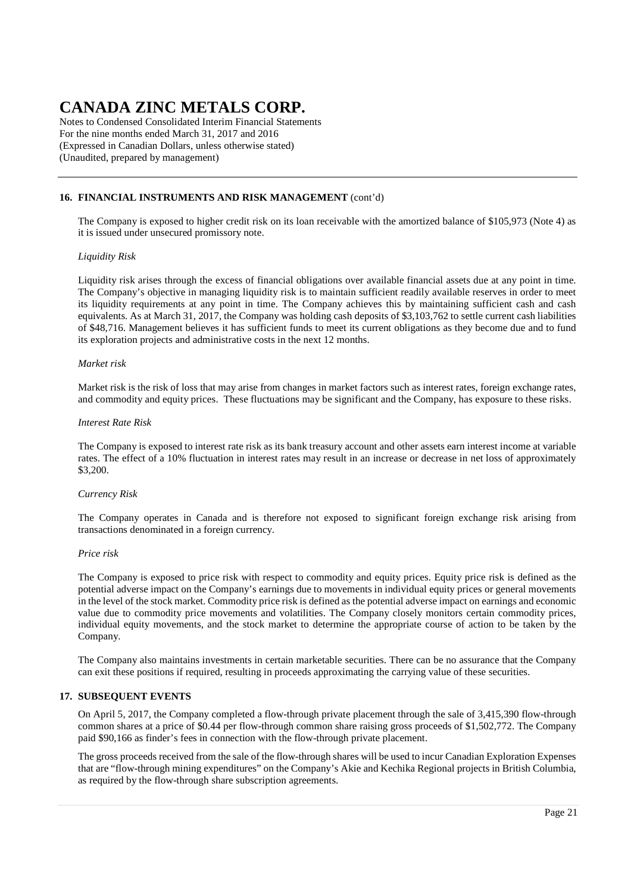### 16. FINANCIAL INSTRUMENTS AND RISK MANAGEMENT (cont'd)

The Company is exposed to higher credit risk on its loan receivable with the amortized balance of $105,973 (Note 4) as it is issued under unsecured promissory note.

*Liquidity Risk*

Liquidity risk arises through the excess of financial obligations over available financial assets due at any point in time. The Company's objective in managing liquidity risk is to maintain sufficient readily available reserves in order to meet its liquidity requirements at any point in time. The Company achieves this by maintaining sufficient cash and cash equivalents. As at March 31, 2017, the Company was holding cash deposits of $3,103,762 to settle current cash liabilities of $48,716. Management believes it has sufficient funds to meet its current obligations as they become due and to fund its exploration projects and administrative costs in the next 12 months.

*Market risk*

Market risk is the risk of loss that may arise from changes in market factors such as interest rates, foreign exchange rates, and commodity and equity prices. These fluctuations may be significant and the Company, has exposure to these risks.

*Interest Rate Risk*

The Company is exposed to interest rate risk as its bank treasury account and other assets earn interest income at variable rates. The effect of a 10% fluctuation in interest rates may result in an increase or decrease in net loss of approximately $3,200.

*Currency Risk*

The Company operates in Canada and is therefore not exposed to significant foreign exchange risk arising from transactions denominated in a foreign currency.

*Price risk*

The Company is exposed to price risk with respect to commodity and equity prices. Equity price risk is defined as the potential adverse impact on the Company's earnings due to movements in individual equity prices or general movements in the level of the stock market. Commodity price risk is defined as the potential adverse impact on earnings and economic value due to commodity price movements and volatilities. The Company closely monitors certain commodity prices, individual equity movements, and the stock market to determine the appropriate course of action to be taken by the Company.

The Company also maintains investments in certain marketable securities. There can be no assurance that the Company can exit these positions if required, resulting in proceeds approximating the carrying value of these securities.

### 17. SUBSEQUENT EVENTS

On April 5, 2017, the Company completed a flow-through private placement through the sale of 3,415,390 flow-through common shares at a price of $0.44 per flow-through common share raising gross proceeds of $1,502,772. The Company paid $90,166 as finder's fees in connection with the flow-through private placement.

The gross proceeds received from the sale of the flow-through shares will be used to incur Canadian Exploration Expenses that are "flow-through mining expenditures" on the Company's Akie and Kechika Regional projects in British Columbia, as required by the flow-through share subscription agreements.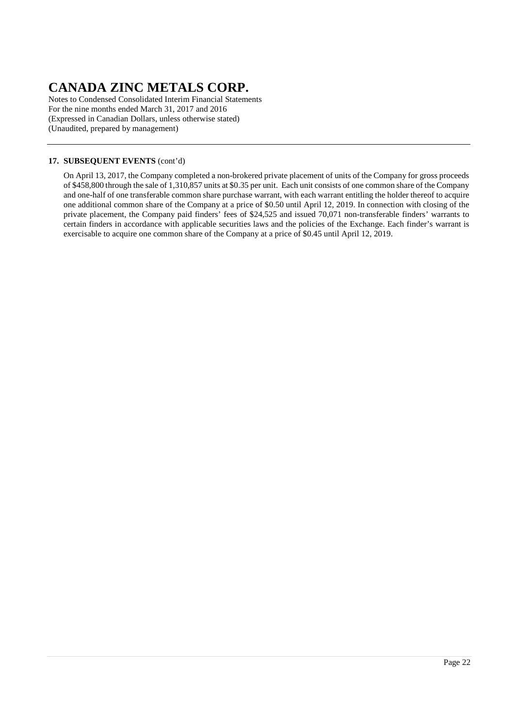# CANADA ZINC METALS CORP.

Notes to Condensed Consolidated Interim Financial Statements
For the nine months ended March 31, 2017 and 2016
(Expressed in Canadian Dollars, unless otherwise stated)
(Unaudited, prepared by management)

**17. SUBSEQUENT EVENTS** (cont'd)

On April 13, 2017, the Company completed a non-brokered private placement of units of the Company for gross proceeds of $458,800 through the sale of 1,310,857 units at $0.35 per unit. Each unit consists of one common share of the Company and one-half of one transferable common share purchase warrant, with each warrant entitling the holder thereof to acquire one additional common share of the Company at a price of $0.50 until April 12, 2019. In connection with closing of the private placement, the Company paid finders' fees of $24,525 and issued 70,071 non-transferable finders' warrants to certain finders in accordance with applicable securities laws and the policies of the Exchange. Each finder's warrant is exercisable to acquire one common share of the Company at a price of $0.45 until April 12, 2019.